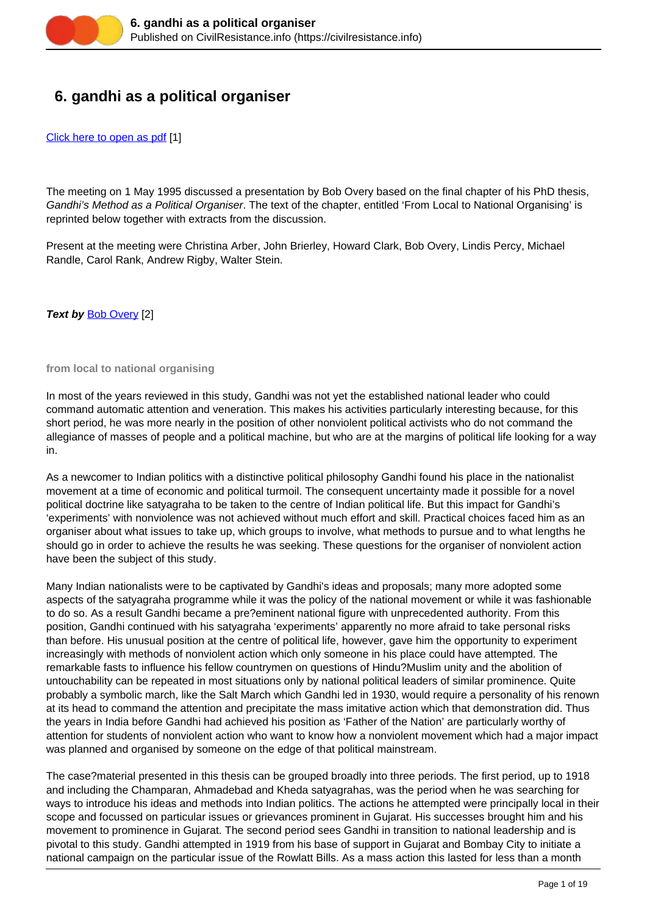# 6. gandhi as a political organiser

Click here to open as pdf [1]

The meeting on 1 May 1995 discussed a presentation by Bob Overy based on the final chapter of his PhD thesis, *Gandhi's Method as a Political Organiser*. The text of the chapter, entitled 'From Local to National Organising' is reprinted below together with extracts from the discussion.

Present at the meeting were Christina Arber, John Brierley, Howard Clark, Bob Overy, Lindis Percy, Michael Randle, Carol Rank, Andrew Rigby, Walter Stein.

***Text by*** Bob Overy [2]

#### from local to national organising

In most of the years reviewed in this study, Gandhi was not yet the established national leader who could command automatic attention and veneration. This makes his activities particularly interesting because, for this short period, he was more nearly in the position of other nonviolent political activists who do not command the allegiance of masses of people and a political machine, but who are at the margins of political life looking for a way in.

As a newcomer to Indian politics with a distinctive political philosophy Gandhi found his place in the nationalist movement at a time of economic and political turmoil. The consequent uncertainty made it possible for a novel political doctrine like satyagraha to be taken to the centre of Indian political life. But this impact for Gandhi's 'experiments' with nonviolence was not achieved without much effort and skill. Practical choices faced him as an organiser about what issues to take up, which groups to involve, what methods to pursue and to what lengths he should go in order to achieve the results he was seeking. These questions for the organiser of nonviolent action have been the subject of this study.

Many Indian nationalists were to be captivated by Gandhi's ideas and proposals; many more adopted some aspects of the satyagraha programme while it was the policy of the national movement or while it was fashionable to do so. As a result Gandhi became a pre?eminent national figure with unprecedented authority. From this position, Gandhi continued with his satyagraha 'experiments' apparently no more afraid to take personal risks than before. His unusual position at the centre of political life, however, gave him the opportunity to experiment increasingly with methods of nonviolent action which only someone in his place could have attempted. The remarkable fasts to influence his fellow countrymen on questions of Hindu?Muslim unity and the abolition of untouchability can be repeated in most situations only by national political leaders of similar prominence. Quite probably a symbolic march, like the Salt March which Gandhi led in 1930, would require a personality of his renown at its head to command the attention and precipitate the mass imitative action which that demonstration did. Thus the years in India before Gandhi had achieved his position as 'Father of the Nation' are particularly worthy of attention for students of nonviolent action who want to know how a nonviolent movement which had a major impact was planned and organised by someone on the edge of that political mainstream.

The case?material presented in this thesis can be grouped broadly into three periods. The first period, up to 1918 and including the Champaran, Ahmadebad and Kheda satyagrahas, was the period when he was searching for ways to introduce his ideas and methods into Indian politics. The actions he attempted were principally local in their scope and focussed on particular issues or grievances prominent in Gujarat. His successes brought him and his movement to prominence in Gujarat. The second period sees Gandhi in transition to national leadership and is pivotal to this study. Gandhi attempted in 1919 from his base of support in Gujarat and Bombay City to initiate a national campaign on the particular issue of the Rowlatt Bills. As a mass action this lasted for less than a month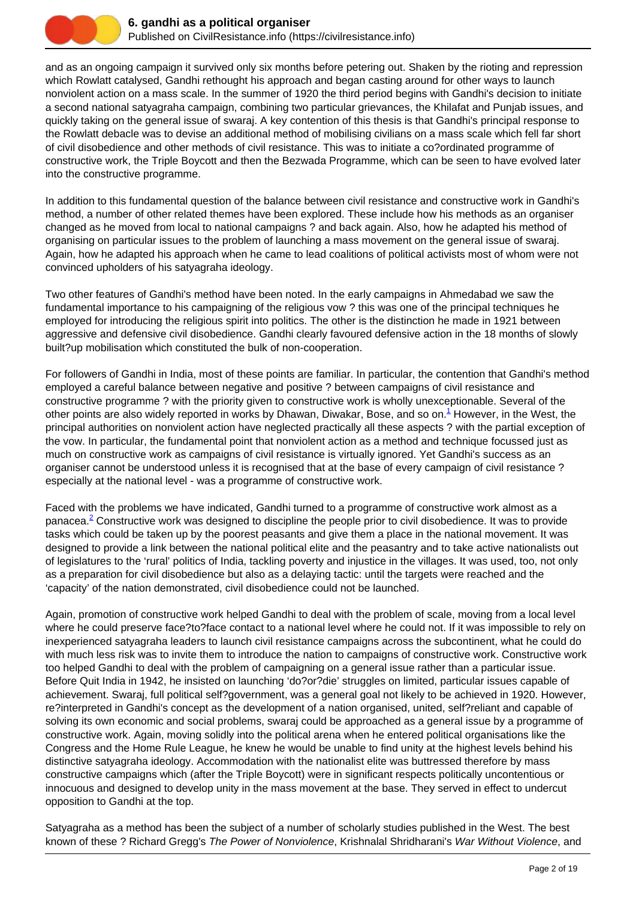and as an ongoing campaign it survived only six months before petering out. Shaken by the rioting and repression which Rowlatt catalysed, Gandhi rethought his approach and began casting around for other ways to launch nonviolent action on a mass scale. In the summer of 1920 the third period begins with Gandhi's decision to initiate a second national satyagraha campaign, combining two particular grievances, the Khilafat and Punjab issues, and quickly taking on the general issue of swaraj. A key contention of this thesis is that Gandhi's principal response to the Rowlatt debacle was to devise an additional method of mobilising civilians on a mass scale which fell far short of civil disobedience and other methods of civil resistance. This was to initiate a co?ordinated programme of constructive work, the Triple Boycott and then the Bezwada Programme, which can be seen to have evolved later into the constructive programme.

In addition to this fundamental question of the balance between civil resistance and constructive work in Gandhi's method, a number of other related themes have been explored. These include how his methods as an organiser changed as he moved from local to national campaigns ? and back again. Also, how he adapted his method of organising on particular issues to the problem of launching a mass movement on the general issue of swaraj. Again, how he adapted his approach when he came to lead coalitions of political activists most of whom were not convinced upholders of his satyagraha ideology.

Two other features of Gandhi's method have been noted. In the early campaigns in Ahmedabad we saw the fundamental importance to his campaigning of the religious vow ? this was one of the principal techniques he employed for introducing the religious spirit into politics. The other is the distinction he made in 1921 between aggressive and defensive civil disobedience. Gandhi clearly favoured defensive action in the 18 months of slowly built?up mobilisation which constituted the bulk of non-cooperation.

For followers of Gandhi in India, most of these points are familiar. In particular, the contention that Gandhi's method employed a careful balance between negative and positive ? between campaigns of civil resistance and constructive programme ? with the priority given to constructive work is wholly unexceptionable. Several of the other points are also widely reported in works by Dhawan, Diwakar, Bose, and so on.[1] However, in the West, the principal authorities on nonviolent action have neglected practically all these aspects ? with the partial exception of the vow. In particular, the fundamental point that nonviolent action as a method and technique focussed just as much on constructive work as campaigns of civil resistance is virtually ignored. Yet Gandhi's success as an organiser cannot be understood unless it is recognised that at the base of every campaign of civil resistance ? especially at the national level - was a programme of constructive work.

Faced with the problems we have indicated, Gandhi turned to a programme of constructive work almost as a panacea.[2] Constructive work was designed to discipline the people prior to civil disobedience. It was to provide tasks which could be taken up by the poorest peasants and give them a place in the national movement. It was designed to provide a link between the national political elite and the peasantry and to take active nationalists out of legislatures to the 'rural' politics of India, tackling poverty and injustice in the villages. It was used, too, not only as a preparation for civil disobedience but also as a delaying tactic: until the targets were reached and the 'capacity' of the nation demonstrated, civil disobedience could not be launched.

Again, promotion of constructive work helped Gandhi to deal with the problem of scale, moving from a local level where he could preserve face?to?face contact to a national level where he could not. If it was impossible to rely on inexperienced satyagraha leaders to launch civil resistance campaigns across the subcontinent, what he could do with much less risk was to invite them to introduce the nation to campaigns of constructive work. Constructive work too helped Gandhi to deal with the problem of campaigning on a general issue rather than a particular issue. Before Quit India in 1942, he insisted on launching 'do?or?die' struggles on limited, particular issues capable of achievement. Swaraj, full political self?government, was a general goal not likely to be achieved in 1920. However, re?interpreted in Gandhi's concept as the development of a nation organised, united, self?reliant and capable of solving its own economic and social problems, swaraj could be approached as a general issue by a programme of constructive work. Again, moving solidly into the political arena when he entered political organisations like the Congress and the Home Rule League, he knew he would be unable to find unity at the highest levels behind his distinctive satyagraha ideology. Accommodation with the nationalist elite was buttressed therefore by mass constructive campaigns which (after the Triple Boycott) were in significant respects politically uncontentious or innocuous and designed to develop unity in the mass movement at the base. They served in effect to undercut opposition to Gandhi at the top.

Satyagraha as a method has been the subject of a number of scholarly studies published in the West. The best known of these ? Richard Gregg's *The Power of Nonviolence*, Krishnalal Shridharani's *War Without Violence*, and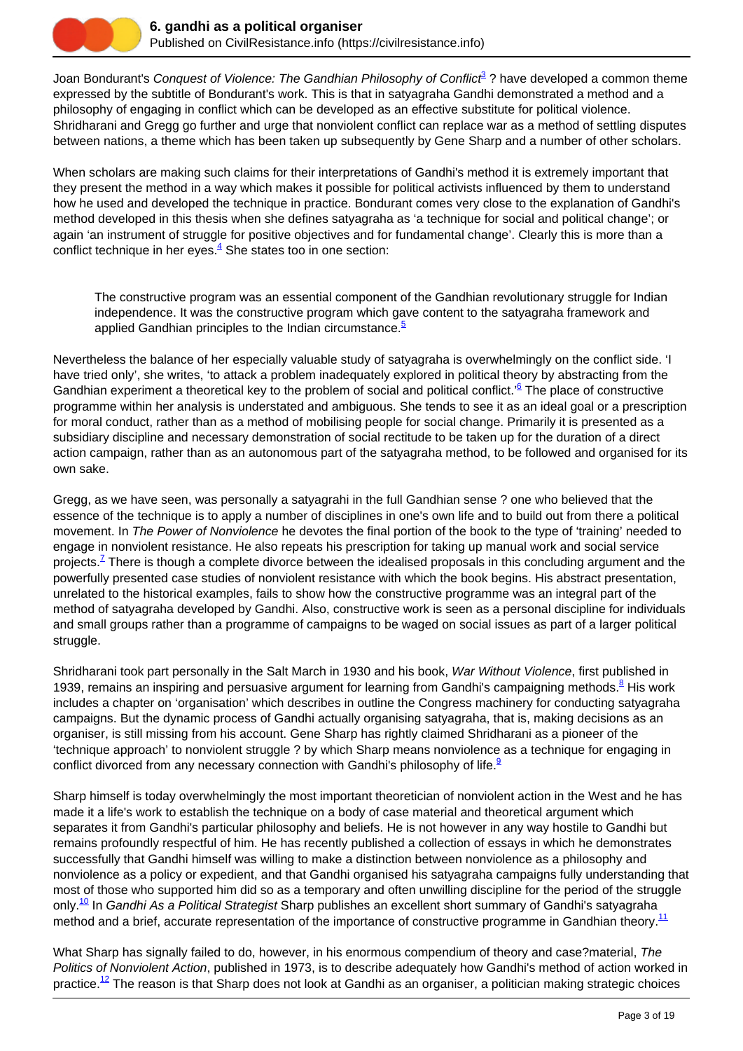Joan Bondurant's *Conquest of Violence: The Gandhian Philosophy of Conflict*[3] ? have developed a common theme expressed by the subtitle of Bondurant's work. This is that in satyagraha Gandhi demonstrated a method and a philosophy of engaging in conflict which can be developed as an effective substitute for political violence. Shridharani and Gregg go further and urge that nonviolent conflict can replace war as a method of settling disputes between nations, a theme which has been taken up subsequently by Gene Sharp and a number of other scholars.

When scholars are making such claims for their interpretations of Gandhi's method it is extremely important that they present the method in a way which makes it possible for political activists influenced by them to understand how he used and developed the technique in practice. Bondurant comes very close to the explanation of Gandhi's method developed in this thesis when she defines satyagraha as 'a technique for social and political change'; or again 'an instrument of struggle for positive objectives and for fundamental change'. Clearly this is more than a conflict technique in her eyes.[4] She states too in one section:

> The constructive program was an essential component of the Gandhian revolutionary struggle for Indian independence. It was the constructive program which gave content to the satyagraha framework and applied Gandhian principles to the Indian circumstance.[5]

Nevertheless the balance of her especially valuable study of satyagraha is overwhelmingly on the conflict side. 'I have tried only', she writes, 'to attack a problem inadequately explored in political theory by abstracting from the Gandhian experiment a theoretical key to the problem of social and political conflict.'[6] The place of constructive programme within her analysis is understated and ambiguous. She tends to see it as an ideal goal or a prescription for moral conduct, rather than as a method of mobilising people for social change. Primarily it is presented as a subsidiary discipline and necessary demonstration of social rectitude to be taken up for the duration of a direct action campaign, rather than as an autonomous part of the satyagraha method, to be followed and organised for its own sake.

Gregg, as we have seen, was personally a satyagrahi in the full Gandhian sense ? one who believed that the essence of the technique is to apply a number of disciplines in one's own life and to build out from there a political movement. In *The Power of Nonviolence* he devotes the final portion of the book to the type of 'training' needed to engage in nonviolent resistance. He also repeats his prescription for taking up manual work and social service projects.[7] There is though a complete divorce between the idealised proposals in this concluding argument and the powerfully presented case studies of nonviolent resistance with which the book begins. His abstract presentation, unrelated to the historical examples, fails to show how the constructive programme was an integral part of the method of satyagraha developed by Gandhi. Also, constructive work is seen as a personal discipline for individuals and small groups rather than a programme of campaigns to be waged on social issues as part of a larger political struggle.

Shridharani took part personally in the Salt March in 1930 and his book, *War Without Violence*, first published in 1939, remains an inspiring and persuasive argument for learning from Gandhi's campaigning methods.[8] His work includes a chapter on 'organisation' which describes in outline the Congress machinery for conducting satyagraha campaigns. But the dynamic process of Gandhi actually organising satyagraha, that is, making decisions as an organiser, is still missing from his account. Gene Sharp has rightly claimed Shridharani as a pioneer of the 'technique approach' to nonviolent struggle ? by which Sharp means nonviolence as a technique for engaging in conflict divorced from any necessary connection with Gandhi's philosophy of life.[9]

Sharp himself is today overwhelmingly the most important theoretician of nonviolent action in the West and he has made it a life's work to establish the technique on a body of case material and theoretical argument which separates it from Gandhi's particular philosophy and beliefs. He is not however in any way hostile to Gandhi but remains profoundly respectful of him. He has recently published a collection of essays in which he demonstrates successfully that Gandhi himself was willing to make a distinction between nonviolence as a philosophy and nonviolence as a policy or expedient, and that Gandhi organised his satyagraha campaigns fully understanding that most of those who supported him did so as a temporary and often unwilling discipline for the period of the struggle only.[10] In *Gandhi As a Political Strategist* Sharp publishes an excellent short summary of Gandhi's satyagraha method and a brief, accurate representation of the importance of constructive programme in Gandhian theory.[11]

What Sharp has signally failed to do, however, in his enormous compendium of theory and case?material, *The Politics of Nonviolent Action*, published in 1973, is to describe adequately how Gandhi's method of action worked in practice.[12] The reason is that Sharp does not look at Gandhi as an organiser, a politician making strategic choices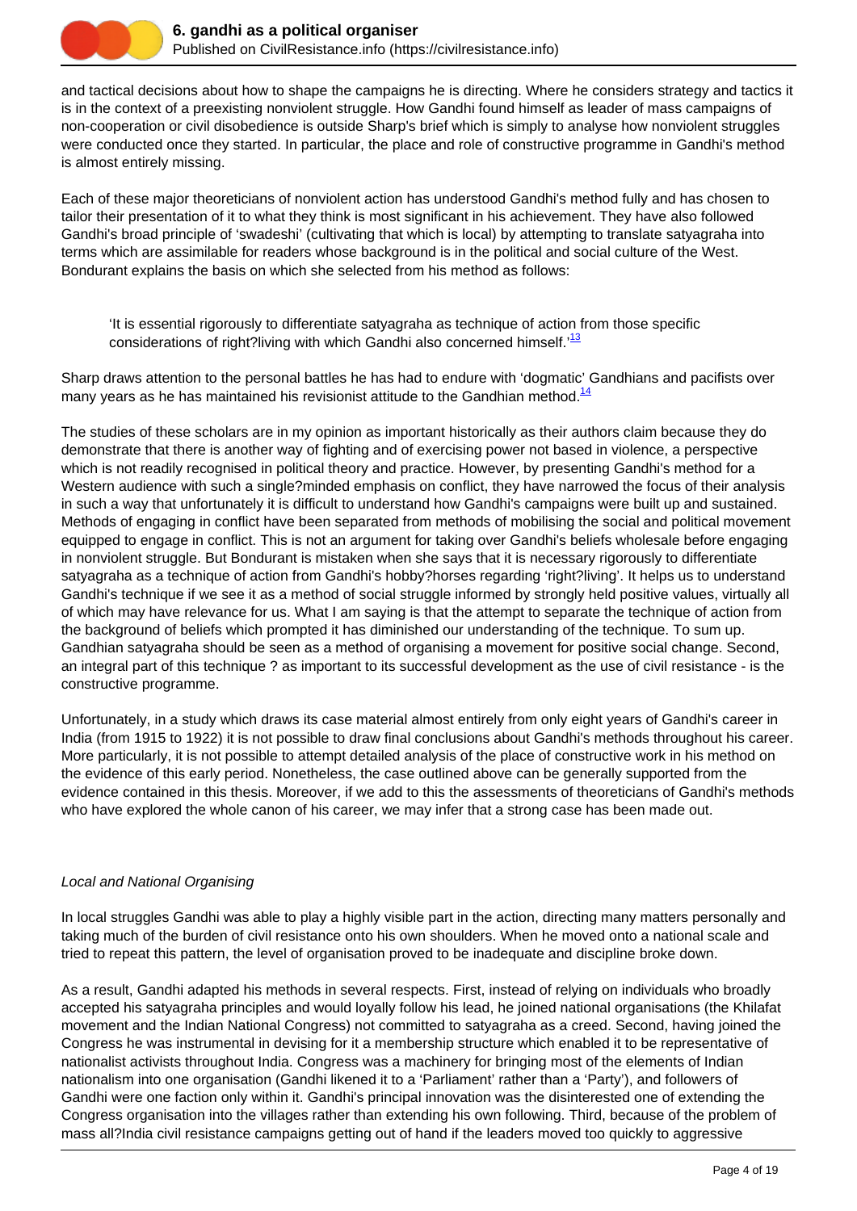and tactical decisions about how to shape the campaigns he is directing. Where he considers strategy and tactics it is in the context of a preexisting nonviolent struggle. How Gandhi found himself as leader of mass campaigns of non-cooperation or civil disobedience is outside Sharp's brief which is simply to analyse how nonviolent struggles were conducted once they started. In particular, the place and role of constructive programme in Gandhi's method is almost entirely missing.

Each of these major theoreticians of nonviolent action has understood Gandhi's method fully and has chosen to tailor their presentation of it to what they think is most significant in his achievement. They have also followed Gandhi's broad principle of 'swadeshi' (cultivating that which is local) by attempting to translate satyagraha into terms which are assimilable for readers whose background is in the political and social culture of the West. Bondurant explains the basis on which she selected from his method as follows:

> 'It is essential rigorously to differentiate satyagraha as technique of action from those specific considerations of right?living with which Gandhi also concerned himself.'[13]

Sharp draws attention to the personal battles he has had to endure with 'dogmatic' Gandhians and pacifists over many years as he has maintained his revisionist attitude to the Gandhian method.[14]

The studies of these scholars are in my opinion as important historically as their authors claim because they do demonstrate that there is another way of fighting and of exercising power not based in violence, a perspective which is not readily recognised in political theory and practice. However, by presenting Gandhi's method for a Western audience with such a single?minded emphasis on conflict, they have narrowed the focus of their analysis in such a way that unfortunately it is difficult to understand how Gandhi's campaigns were built up and sustained. Methods of engaging in conflict have been separated from methods of mobilising the social and political movement equipped to engage in conflict. This is not an argument for taking over Gandhi's beliefs wholesale before engaging in nonviolent struggle. But Bondurant is mistaken when she says that it is necessary rigorously to differentiate satyagraha as a technique of action from Gandhi's hobby?horses regarding 'right?living'. It helps us to understand Gandhi's technique if we see it as a method of social struggle informed by strongly held positive values, virtually all of which may have relevance for us. What I am saying is that the attempt to separate the technique of action from the background of beliefs which prompted it has diminished our understanding of the technique. To sum up. Gandhian satyagraha should be seen as a method of organising a movement for positive social change. Second, an integral part of this technique ? as important to its successful development as the use of civil resistance - is the constructive programme.

Unfortunately, in a study which draws its case material almost entirely from only eight years of Gandhi's career in India (from 1915 to 1922) it is not possible to draw final conclusions about Gandhi's methods throughout his career. More particularly, it is not possible to attempt detailed analysis of the place of constructive work in his method on the evidence of this early period. Nonetheless, the case outlined above can be generally supported from the evidence contained in this thesis. Moreover, if we add to this the assessments of theoreticians of Gandhi's methods who have explored the whole canon of his career, we may infer that a strong case has been made out.

*Local and National Organising*

In local struggles Gandhi was able to play a highly visible part in the action, directing many matters personally and taking much of the burden of civil resistance onto his own shoulders. When he moved onto a national scale and tried to repeat this pattern, the level of organisation proved to be inadequate and discipline broke down.

As a result, Gandhi adapted his methods in several respects. First, instead of relying on individuals who broadly accepted his satyagraha principles and would loyally follow his lead, he joined national organisations (the Khilafat movement and the Indian National Congress) not committed to satyagraha as a creed. Second, having joined the Congress he was instrumental in devising for it a membership structure which enabled it to be representative of nationalist activists throughout India. Congress was a machinery for bringing most of the elements of Indian nationalism into one organisation (Gandhi likened it to a 'Parliament' rather than a 'Party'), and followers of Gandhi were one faction only within it. Gandhi's principal innovation was the disinterested one of extending the Congress organisation into the villages rather than extending his own following. Third, because of the problem of mass all?India civil resistance campaigns getting out of hand if the leaders moved too quickly to aggressive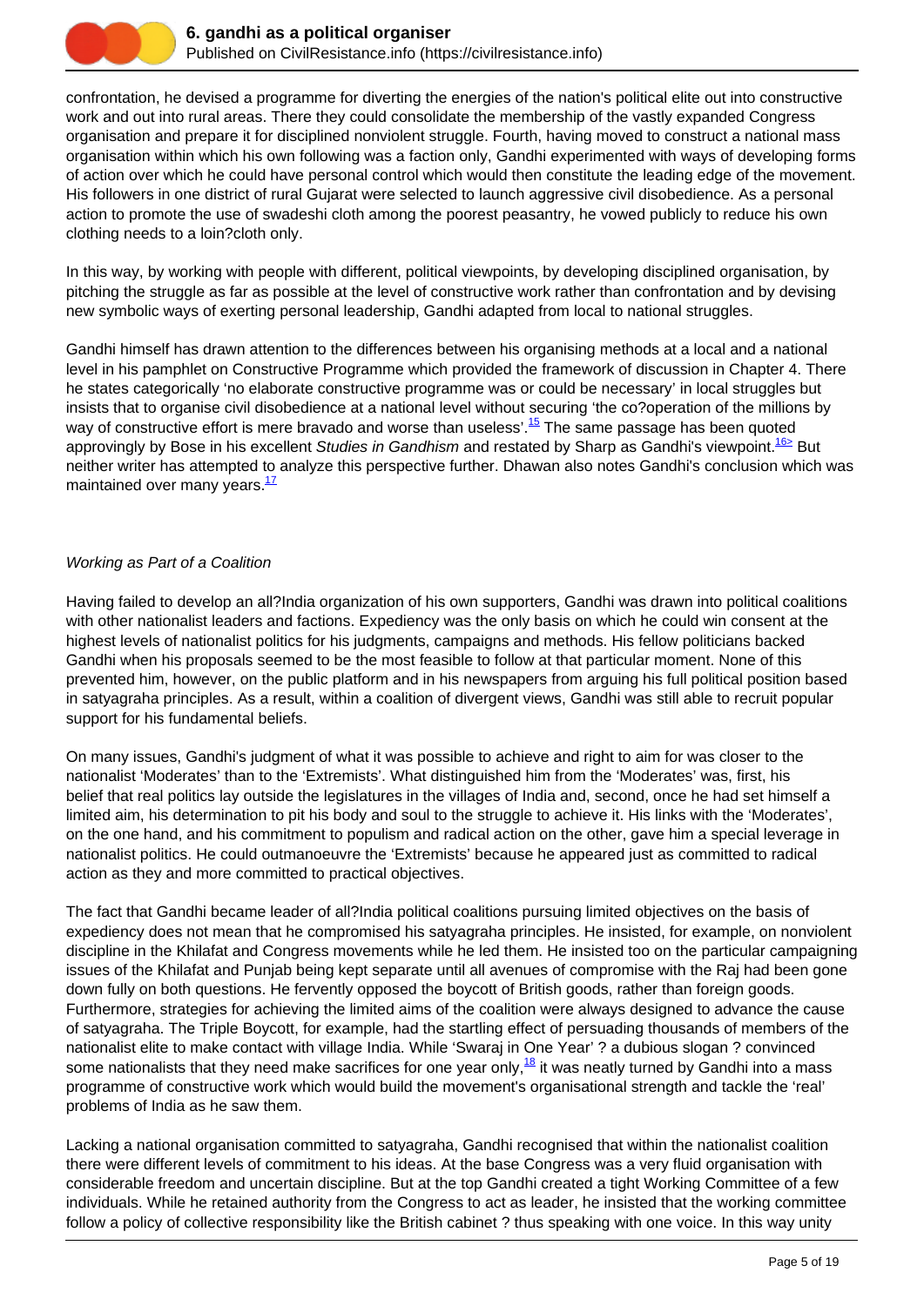confrontation, he devised a programme for diverting the energies of the nation's political elite out into constructive work and out into rural areas. There they could consolidate the membership of the vastly expanded Congress organisation and prepare it for disciplined nonviolent struggle. Fourth, having moved to construct a national mass organisation within which his own following was a faction only, Gandhi experimented with ways of developing forms of action over which he could have personal control which would then constitute the leading edge of the movement. His followers in one district of rural Gujarat were selected to launch aggressive civil disobedience. As a personal action to promote the use of swadeshi cloth among the poorest peasantry, he vowed publicly to reduce his own clothing needs to a loin?cloth only.

In this way, by working with people with different, political viewpoints, by developing disciplined organisation, by pitching the struggle as far as possible at the level of constructive work rather than confrontation and by devising new symbolic ways of exerting personal leadership, Gandhi adapted from local to national struggles.

Gandhi himself has drawn attention to the differences between his organising methods at a local and a national level in his pamphlet on Constructive Programme which provided the framework of discussion in Chapter 4. There he states categorically 'no elaborate constructive programme was or could be necessary' in local struggles but insists that to organise civil disobedience at a national level without securing 'the co?operation of the millions by way of constructive effort is mere bravado and worse than useless'.[15] The same passage has been quoted approvingly by Bose in his excellent *Studies in Gandhism* and restated by Sharp as Gandhi's viewpoint.[16>] But neither writer has attempted to analyze this perspective further. Dhawan also notes Gandhi's conclusion which was maintained over many years.[17]

*Working as Part of a Coalition*

Having failed to develop an all?India organization of his own supporters, Gandhi was drawn into political coalitions with other nationalist leaders and factions. Expediency was the only basis on which he could win consent at the highest levels of nationalist politics for his judgments, campaigns and methods. His fellow politicians backed Gandhi when his proposals seemed to be the most feasible to follow at that particular moment. None of this prevented him, however, on the public platform and in his newspapers from arguing his full political position based in satyagraha principles. As a result, within a coalition of divergent views, Gandhi was still able to recruit popular support for his fundamental beliefs.

On many issues, Gandhi's judgment of what it was possible to achieve and right to aim for was closer to the nationalist 'Moderates' than to the 'Extremists'. What distinguished him from the 'Moderates' was, first, his belief that real politics lay outside the legislatures in the villages of India and, second, once he had set himself a limited aim, his determination to pit his body and soul to the struggle to achieve it. His links with the 'Moderates', on the one hand, and his commitment to populism and radical action on the other, gave him a special leverage in nationalist politics. He could outmanoeuvre the 'Extremists' because he appeared just as committed to radical action as they and more committed to practical objectives.

The fact that Gandhi became leader of all?India political coalitions pursuing limited objectives on the basis of expediency does not mean that he compromised his satyagraha principles. He insisted, for example, on nonviolent discipline in the Khilafat and Congress movements while he led them. He insisted too on the particular campaigning issues of the Khilafat and Punjab being kept separate until all avenues of compromise with the Raj had been gone down fully on both questions. He fervently opposed the boycott of British goods, rather than foreign goods. Furthermore, strategies for achieving the limited aims of the coalition were always designed to advance the cause of satyagraha. The Triple Boycott, for example, had the startling effect of persuading thousands of members of the nationalist elite to make contact with village India. While 'Swaraj in One Year' ? a dubious slogan ? convinced some nationalists that they need make sacrifices for one year only,[18] it was neatly turned by Gandhi into a mass programme of constructive work which would build the movement's organisational strength and tackle the 'real' problems of India as he saw them.

Lacking a national organisation committed to satyagraha, Gandhi recognised that within the nationalist coalition there were different levels of commitment to his ideas. At the base Congress was a very fluid organisation with considerable freedom and uncertain discipline. But at the top Gandhi created a tight Working Committee of a few individuals. While he retained authority from the Congress to act as leader, he insisted that the working committee follow a policy of collective responsibility like the British cabinet ? thus speaking with one voice. In this way unity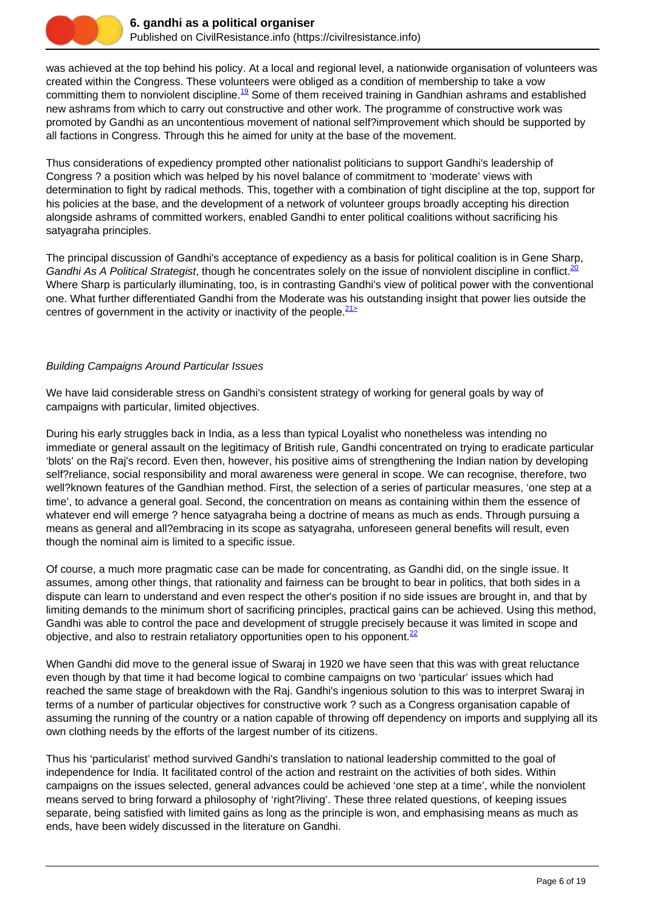was achieved at the top behind his policy. At a local and regional level, a nationwide organisation of volunteers was created within the Congress. These volunteers were obliged as a condition of membership to take a vow committing them to nonviolent discipline.[19] Some of them received training in Gandhian ashrams and established new ashrams from which to carry out constructive and other work. The programme of constructive work was promoted by Gandhi as an uncontentious movement of national self?improvement which should be supported by all factions in Congress. Through this he aimed for unity at the base of the movement.

Thus considerations of expediency prompted other nationalist politicians to support Gandhi's leadership of Congress ? a position which was helped by his novel balance of commitment to 'moderate' views with determination to fight by radical methods. This, together with a combination of tight discipline at the top, support for his policies at the base, and the development of a network of volunteer groups broadly accepting his direction alongside ashrams of committed workers, enabled Gandhi to enter political coalitions without sacrificing his satyagraha principles.

The principal discussion of Gandhi's acceptance of expediency as a basis for political coalition is in Gene Sharp, *Gandhi As A Political Strategist*, though he concentrates solely on the issue of nonviolent discipline in conflict.[20] Where Sharp is particularly illuminating, too, is in contrasting Gandhi's view of political power with the conventional one. What further differentiated Gandhi from the Moderate was his outstanding insight that power lies outside the centres of government in the activity or inactivity of the people.[21>]

*Building Campaigns Around Particular Issues*

We have laid considerable stress on Gandhi's consistent strategy of working for general goals by way of campaigns with particular, limited objectives.

During his early struggles back in India, as a less than typical Loyalist who nonetheless was intending no immediate or general assault on the legitimacy of British rule, Gandhi concentrated on trying to eradicate particular 'blots' on the Raj's record. Even then, however, his positive aims of strengthening the Indian nation by developing self?reliance, social responsibility and moral awareness were general in scope. We can recognise, therefore, two well?known features of the Gandhian method. First, the selection of a series of particular measures, 'one step at a time', to advance a general goal. Second, the concentration on means as containing within them the essence of whatever end will emerge ? hence satyagraha being a doctrine of means as much as ends. Through pursuing a means as general and all?embracing in its scope as satyagraha, unforeseen general benefits will result, even though the nominal aim is limited to a specific issue.

Of course, a much more pragmatic case can be made for concentrating, as Gandhi did, on the single issue. It assumes, among other things, that rationality and fairness can be brought to bear in politics, that both sides in a dispute can learn to understand and even respect the other's position if no side issues are brought in, and that by limiting demands to the minimum short of sacrificing principles, practical gains can be achieved. Using this method, Gandhi was able to control the pace and development of struggle precisely because it was limited in scope and objective, and also to restrain retaliatory opportunities open to his opponent.[22]

When Gandhi did move to the general issue of Swaraj in 1920 we have seen that this was with great reluctance even though by that time it had become logical to combine campaigns on two 'particular' issues which had reached the same stage of breakdown with the Raj. Gandhi's ingenious solution to this was to interpret Swaraj in terms of a number of particular objectives for constructive work ? such as a Congress organisation capable of assuming the running of the country or a nation capable of throwing off dependency on imports and supplying all its own clothing needs by the efforts of the largest number of its citizens.

Thus his 'particularist' method survived Gandhi's translation to national leadership committed to the goal of independence for India. It facilitated control of the action and restraint on the activities of both sides. Within campaigns on the issues selected, general advances could be achieved 'one step at a time', while the nonviolent means served to bring forward a philosophy of 'right?living'. These three related questions, of keeping issues separate, being satisfied with limited gains as long as the principle is won, and emphasising means as much as ends, have been widely discussed in the literature on Gandhi.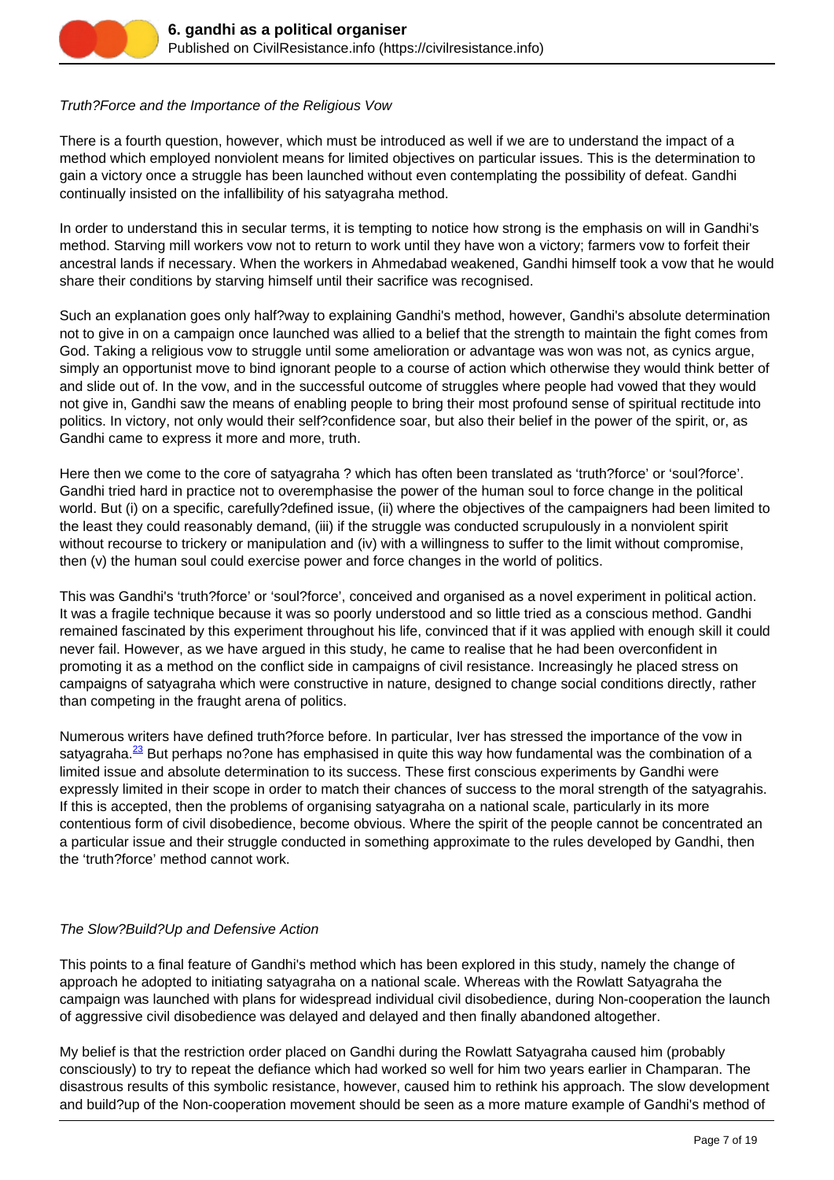*Truth?Force and the Importance of the Religious Vow*

There is a fourth question, however, which must be introduced as well if we are to understand the impact of a method which employed nonviolent means for limited objectives on particular issues. This is the determination to gain a victory once a struggle has been launched without even contemplating the possibility of defeat. Gandhi continually insisted on the infallibility of his satyagraha method.

In order to understand this in secular terms, it is tempting to notice how strong is the emphasis on will in Gandhi's method. Starving mill workers vow not to return to work until they have won a victory; farmers vow to forfeit their ancestral lands if necessary. When the workers in Ahmedabad weakened, Gandhi himself took a vow that he would share their conditions by starving himself until their sacrifice was recognised.

Such an explanation goes only half?way to explaining Gandhi's method, however, Gandhi's absolute determination not to give in on a campaign once launched was allied to a belief that the strength to maintain the fight comes from God. Taking a religious vow to struggle until some amelioration or advantage was won was not, as cynics argue, simply an opportunist move to bind ignorant people to a course of action which otherwise they would think better of and slide out of. In the vow, and in the successful outcome of struggles where people had vowed that they would not give in, Gandhi saw the means of enabling people to bring their most profound sense of spiritual rectitude into politics. In victory, not only would their self?confidence soar, but also their belief in the power of the spirit, or, as Gandhi came to express it more and more, truth.

Here then we come to the core of satyagraha ? which has often been translated as 'truth?force' or 'soul?force'. Gandhi tried hard in practice not to overemphasise the power of the human soul to force change in the political world. But (i) on a specific, carefully?defined issue, (ii) where the objectives of the campaigners had been limited to the least they could reasonably demand, (iii) if the struggle was conducted scrupulously in a nonviolent spirit without recourse to trickery or manipulation and (iv) with a willingness to suffer to the limit without compromise, then (v) the human soul could exercise power and force changes in the world of politics.

This was Gandhi's 'truth?force' or 'soul?force', conceived and organised as a novel experiment in political action. It was a fragile technique because it was so poorly understood and so little tried as a conscious method. Gandhi remained fascinated by this experiment throughout his life, convinced that if it was applied with enough skill it could never fail. However, as we have argued in this study, he came to realise that he had been overconfident in promoting it as a method on the conflict side in campaigns of civil resistance. Increasingly he placed stress on campaigns of satyagraha which were constructive in nature, designed to change social conditions directly, rather than competing in the fraught arena of politics.

Numerous writers have defined truth?force before. In particular, Iver has stressed the importance of the vow in satyagraha.[23] But perhaps no?one has emphasised in quite this way how fundamental was the combination of a limited issue and absolute determination to its success. These first conscious experiments by Gandhi were expressly limited in their scope in order to match their chances of success to the moral strength of the satyagrahis. If this is accepted, then the problems of organising satyagraha on a national scale, particularly in its more contentious form of civil disobedience, become obvious. Where the spirit of the people cannot be concentrated an a particular issue and their struggle conducted in something approximate to the rules developed by Gandhi, then the 'truth?force' method cannot work.

*The Slow?Build?Up and Defensive Action*

This points to a final feature of Gandhi's method which has been explored in this study, namely the change of approach he adopted to initiating satyagraha on a national scale. Whereas with the Rowlatt Satyagraha the campaign was launched with plans for widespread individual civil disobedience, during Non-cooperation the launch of aggressive civil disobedience was delayed and delayed and then finally abandoned altogether.

My belief is that the restriction order placed on Gandhi during the Rowlatt Satyagraha caused him (probably consciously) to try to repeat the defiance which had worked so well for him two years earlier in Champaran. The disastrous results of this symbolic resistance, however, caused him to rethink his approach. The slow development and build?up of the Non-cooperation movement should be seen as a more mature example of Gandhi's method of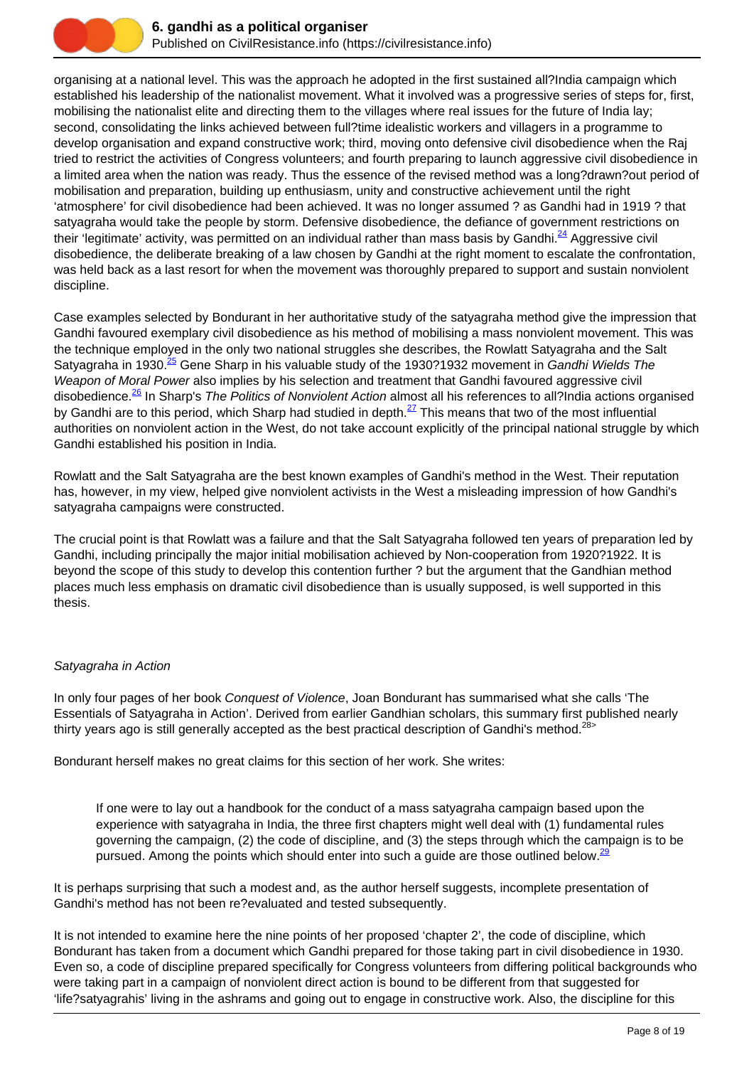organising at a national level. This was the approach he adopted in the first sustained all?India campaign which established his leadership of the nationalist movement. What it involved was a progressive series of steps for, first, mobilising the nationalist elite and directing them to the villages where real issues for the future of India lay; second, consolidating the links achieved between full?time idealistic workers and villagers in a programme to develop organisation and expand constructive work; third, moving onto defensive civil disobedience when the Raj tried to restrict the activities of Congress volunteers; and fourth preparing to launch aggressive civil disobedience in a limited area when the nation was ready. Thus the essence of the revised method was a long?drawn?out period of mobilisation and preparation, building up enthusiasm, unity and constructive achievement until the right 'atmosphere' for civil disobedience had been achieved. It was no longer assumed ? as Gandhi had in 1919 ? that satyagraha would take the people by storm. Defensive disobedience, the defiance of government restrictions on their 'legitimate' activity, was permitted on an individual rather than mass basis by Gandhi.[24] Aggressive civil disobedience, the deliberate breaking of a law chosen by Gandhi at the right moment to escalate the confrontation, was held back as a last resort for when the movement was thoroughly prepared to support and sustain nonviolent discipline.

Case examples selected by Bondurant in her authoritative study of the satyagraha method give the impression that Gandhi favoured exemplary civil disobedience as his method of mobilising a mass nonviolent movement. This was the technique employed in the only two national struggles she describes, the Rowlatt Satyagraha and the Salt Satyagraha in 1930.[25] Gene Sharp in his valuable study of the 1930?1932 movement in *Gandhi Wields The Weapon of Moral Power* also implies by his selection and treatment that Gandhi favoured aggressive civil disobedience.[26] In Sharp's *The Politics of Nonviolent Action* almost all his references to all?India actions organised by Gandhi are to this period, which Sharp had studied in depth.[27] This means that two of the most influential authorities on nonviolent action in the West, do not take account explicitly of the principal national struggle by which Gandhi established his position in India.

Rowlatt and the Salt Satyagraha are the best known examples of Gandhi's method in the West. Their reputation has, however, in my view, helped give nonviolent activists in the West a misleading impression of how Gandhi's satyagraha campaigns were constructed.

The crucial point is that Rowlatt was a failure and that the Salt Satyagraha followed ten years of preparation led by Gandhi, including principally the major initial mobilisation achieved by Non-cooperation from 1920?1922. It is beyond the scope of this study to develop this contention further ? but the argument that the Gandhian method places much less emphasis on dramatic civil disobedience than is usually supposed, is well supported in this thesis.

*Satyagraha in Action*

In only four pages of her book *Conquest of Violence*, Joan Bondurant has summarised what she calls 'The Essentials of Satyagraha in Action'. Derived from earlier Gandhian scholars, this summary first published nearly thirty years ago is still generally accepted as the best practical description of Gandhi's method.[28>]

Bondurant herself makes no great claims for this section of her work. She writes:

> If one were to lay out a handbook for the conduct of a mass satyagraha campaign based upon the experience with satyagraha in India, the three first chapters might well deal with (1) fundamental rules governing the campaign, (2) the code of discipline, and (3) the steps through which the campaign is to be pursued. Among the points which should enter into such a guide are those outlined below.[29]

It is perhaps surprising that such a modest and, as the author herself suggests, incomplete presentation of Gandhi's method has not been re?evaluated and tested subsequently.

It is not intended to examine here the nine points of her proposed 'chapter 2', the code of discipline, which Bondurant has taken from a document which Gandhi prepared for those taking part in civil disobedience in 1930. Even so, a code of discipline prepared specifically for Congress volunteers from differing political backgrounds who were taking part in a campaign of nonviolent direct action is bound to be different from that suggested for 'life?satyagrahis' living in the ashrams and going out to engage in constructive work. Also, the discipline for this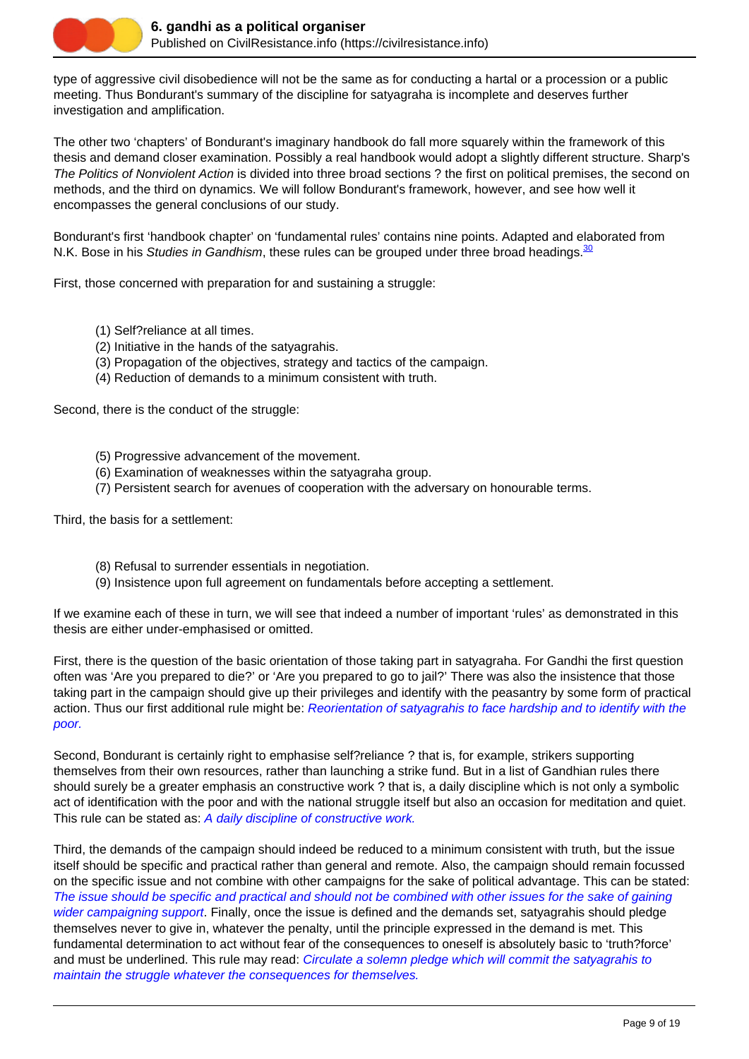type of aggressive civil disobedience will not be the same as for conducting a hartal or a procession or a public meeting. Thus Bondurant's summary of the discipline for satyagraha is incomplete and deserves further investigation and amplification.

The other two 'chapters' of Bondurant's imaginary handbook do fall more squarely within the framework of this thesis and demand closer examination. Possibly a real handbook would adopt a slightly different structure. Sharp's *The Politics of Nonviolent Action* is divided into three broad sections ? the first on political premises, the second on methods, and the third on dynamics. We will follow Bondurant's framework, however, and see how well it encompasses the general conclusions of our study.

Bondurant's first 'handbook chapter' on 'fundamental rules' contains nine points. Adapted and elaborated from N.K. Bose in his *Studies in Gandhism*, these rules can be grouped under three broad headings.[30]

First, those concerned with preparation for and sustaining a struggle:

(1) Self?reliance at all times.
(2) Initiative in the hands of the satyagrahis.
(3) Propagation of the objectives, strategy and tactics of the campaign.
(4) Reduction of demands to a minimum consistent with truth.

Second, there is the conduct of the struggle:

(5) Progressive advancement of the movement.
(6) Examination of weaknesses within the satyagraha group.
(7) Persistent search for avenues of cooperation with the adversary on honourable terms.

Third, the basis for a settlement:

(8) Refusal to surrender essentials in negotiation.
(9) Insistence upon full agreement on fundamentals before accepting a settlement.

If we examine each of these in turn, we will see that indeed a number of important 'rules' as demonstrated in this thesis are either under-emphasised or omitted.

First, there is the question of the basic orientation of those taking part in satyagraha. For Gandhi the first question often was 'Are you prepared to die?' or 'Are you prepared to go to jail?' There was also the insistence that those taking part in the campaign should give up their privileges and identify with the peasantry by some form of practical action. Thus our first additional rule might be: *Reorientation of satyagrahis to face hardship and to identify with the poor.*

Second, Bondurant is certainly right to emphasise self?reliance ? that is, for example, strikers supporting themselves from their own resources, rather than launching a strike fund. But in a list of Gandhian rules there should surely be a greater emphasis an constructive work ? that is, a daily discipline which is not only a symbolic act of identification with the poor and with the national struggle itself but also an occasion for meditation and quiet. This rule can be stated as: *A daily discipline of constructive work.*

Third, the demands of the campaign should indeed be reduced to a minimum consistent with truth, but the issue itself should be specific and practical rather than general and remote. Also, the campaign should remain focussed on the specific issue and not combine with other campaigns for the sake of political advantage. This can be stated: *The issue should be specific and practical and should not be combined with other issues for the sake of gaining wider campaigning support*. Finally, once the issue is defined and the demands set, satyagrahis should pledge themselves never to give in, whatever the penalty, until the principle expressed in the demand is met. This fundamental determination to act without fear of the consequences to oneself is absolutely basic to 'truth?force' and must be underlined. This rule may read: *Circulate a solemn pledge which will commit the satyagrahis to maintain the struggle whatever the consequences for themselves.*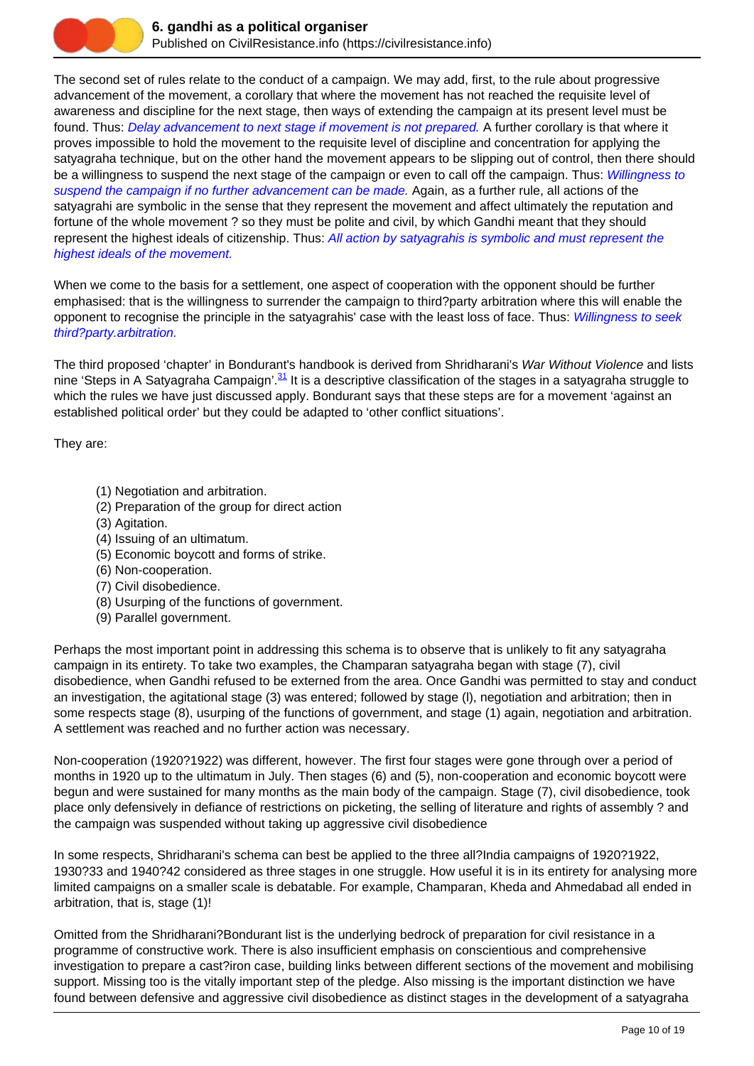The second set of rules relate to the conduct of a campaign. We may add, first, to the rule about progressive advancement of the movement, a corollary that where the movement has not reached the requisite level of awareness and discipline for the next stage, then ways of extending the campaign at its present level must be found. Thus: *Delay advancement to next stage if movement is not prepared.* A further corollary is that where it proves impossible to hold the movement to the requisite level of discipline and concentration for applying the satyagraha technique, but on the other hand the movement appears to be slipping out of control, then there should be a willingness to suspend the next stage of the campaign or even to call off the campaign. Thus: *Willingness to suspend the campaign if no further advancement can be made.* Again, as a further rule, all actions of the satyagrahi are symbolic in the sense that they represent the movement and affect ultimately the reputation and fortune of the whole movement ? so they must be polite and civil, by which Gandhi meant that they should represent the highest ideals of citizenship. Thus: *All action by satyagrahis is symbolic and must represent the highest ideals of the movement.*

When we come to the basis for a settlement, one aspect of cooperation with the opponent should be further emphasised: that is the willingness to surrender the campaign to third?party arbitration where this will enable the opponent to recognise the principle in the satyagrahis' case with the least loss of face. Thus: *Willingness to seek third?party.arbitration.*

The third proposed 'chapter' in Bondurant's handbook is derived from Shridharani's *War Without Violence* and lists nine 'Steps in A Satyagraha Campaign'.[31] It is a descriptive classification of the stages in a satyagraha struggle to which the rules we have just discussed apply. Bondurant says that these steps are for a movement 'against an established political order' but they could be adapted to 'other conflict situations'.

They are:

(1) Negotiation and arbitration.
(2) Preparation of the group for direct action
(3) Agitation.
(4) Issuing of an ultimatum.
(5) Economic boycott and forms of strike.
(6) Non-cooperation.
(7) Civil disobedience.
(8) Usurping of the functions of government.
(9) Parallel government.

Perhaps the most important point in addressing this schema is to observe that is unlikely to fit any satyagraha campaign in its entirety. To take two examples, the Champaran satyagraha began with stage (7), civil disobedience, when Gandhi refused to be externed from the area. Once Gandhi was permitted to stay and conduct an investigation, the agitational stage (3) was entered; followed by stage (l), negotiation and arbitration; then in some respects stage (8), usurping of the functions of government, and stage (1) again, negotiation and arbitration. A settlement was reached and no further action was necessary.

Non-cooperation (1920?1922) was different, however. The first four stages were gone through over a period of months in 1920 up to the ultimatum in July. Then stages (6) and (5), non-cooperation and economic boycott were begun and were sustained for many months as the main body of the campaign. Stage (7), civil disobedience, took place only defensively in defiance of restrictions on picketing, the selling of literature and rights of assembly ? and the campaign was suspended without taking up aggressive civil disobedience

In some respects, Shridharani's schema can best be applied to the three all?India campaigns of 1920?1922, 1930?33 and 1940?42 considered as three stages in one struggle. How useful it is in its entirety for analysing more limited campaigns on a smaller scale is debatable. For example, Champaran, Kheda and Ahmedabad all ended in arbitration, that is, stage (1)!

Omitted from the Shridharani?Bondurant list is the underlying bedrock of preparation for civil resistance in a programme of constructive work. There is also insufficient emphasis on conscientious and comprehensive investigation to prepare a cast?iron case, building links between different sections of the movement and mobilising support. Missing too is the vitally important step of the pledge. Also missing is the important distinction we have found between defensive and aggressive civil disobedience as distinct stages in the development of a satyagraha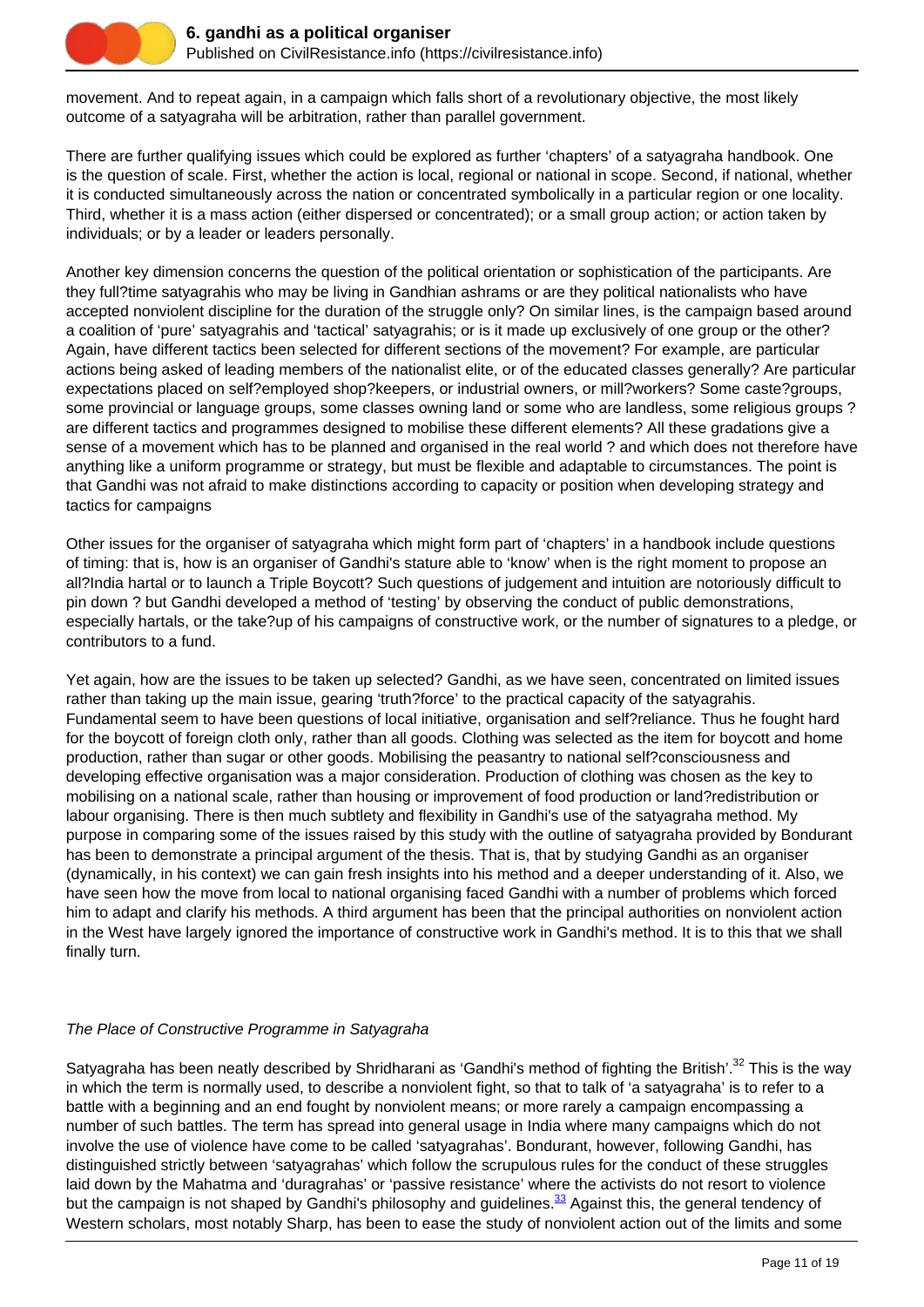movement. And to repeat again, in a campaign which falls short of a revolutionary objective, the most likely outcome of a satyagraha will be arbitration, rather than parallel government.

There are further qualifying issues which could be explored as further 'chapters' of a satyagraha handbook. One is the question of scale. First, whether the action is local, regional or national in scope. Second, if national, whether it is conducted simultaneously across the nation or concentrated symbolically in a particular region or one locality. Third, whether it is a mass action (either dispersed or concentrated); or a small group action; or action taken by individuals; or by a leader or leaders personally.

Another key dimension concerns the question of the political orientation or sophistication of the participants. Are they full?time satyagrahis who may be living in Gandhian ashrams or are they political nationalists who have accepted nonviolent discipline for the duration of the struggle only? On similar lines, is the campaign based around a coalition of 'pure' satyagrahis and 'tactical' satyagrahis; or is it made up exclusively of one group or the other? Again, have different tactics been selected for different sections of the movement? For example, are particular actions being asked of leading members of the nationalist elite, or of the educated classes generally? Are particular expectations placed on self?employed shop?keepers, or industrial owners, or mill?workers? Some caste?groups, some provincial or language groups, some classes owning land or some who are landless, some religious groups ? are different tactics and programmes designed to mobilise these different elements? All these gradations give a sense of a movement which has to be planned and organised in the real world ? and which does not therefore have anything like a uniform programme or strategy, but must be flexible and adaptable to circumstances. The point is that Gandhi was not afraid to make distinctions according to capacity or position when developing strategy and tactics for campaigns

Other issues for the organiser of satyagraha which might form part of 'chapters' in a handbook include questions of timing: that is, how is an organiser of Gandhi's stature able to 'know' when is the right moment to propose an all?India hartal or to launch a Triple Boycott? Such questions of judgement and intuition are notoriously difficult to pin down ? but Gandhi developed a method of 'testing' by observing the conduct of public demonstrations, especially hartals, or the take?up of his campaigns of constructive work, or the number of signatures to a pledge, or contributors to a fund.

Yet again, how are the issues to be taken up selected? Gandhi, as we have seen, concentrated on limited issues rather than taking up the main issue, gearing 'truth?force' to the practical capacity of the satyagrahis. Fundamental seem to have been questions of local initiative, organisation and self?reliance. Thus he fought hard for the boycott of foreign cloth only, rather than all goods. Clothing was selected as the item for boycott and home production, rather than sugar or other goods. Mobilising the peasantry to national self?consciousness and developing effective organisation was a major consideration. Production of clothing was chosen as the key to mobilising on a national scale, rather than housing or improvement of food production or land?redistribution or labour organising. There is then much subtlety and flexibility in Gandhi's use of the satyagraha method. My purpose in comparing some of the issues raised by this study with the outline of satyagraha provided by Bondurant has been to demonstrate a principal argument of the thesis. That is, that by studying Gandhi as an organiser (dynamically, in his context) we can gain fresh insights into his method and a deeper understanding of it. Also, we have seen how the move from local to national organising faced Gandhi with a number of problems which forced him to adapt and clarify his methods. A third argument has been that the principal authorities on nonviolent action in the West have largely ignored the importance of constructive work in Gandhi's method. It is to this that we shall finally turn.

*The Place of Constructive Programme in Satyagraha*

Satyagraha has been neatly described by Shridharani as 'Gandhi's method of fighting the British'.[32] This is the way in which the term is normally used, to describe a nonviolent fight, so that to talk of 'a satyagraha' is to refer to a battle with a beginning and an end fought by nonviolent means; or more rarely a campaign encompassing a number of such battles. The term has spread into general usage in India where many campaigns which do not involve the use of violence have come to be called 'satyagrahas'. Bondurant, however, following Gandhi, has distinguished strictly between 'satyagrahas' which follow the scrupulous rules for the conduct of these struggles laid down by the Mahatma and 'duragrahas' or 'passive resistance' where the activists do not resort to violence but the campaign is not shaped by Gandhi's philosophy and guidelines.[33] Against this, the general tendency of Western scholars, most notably Sharp, has been to ease the study of nonviolent action out of the limits and some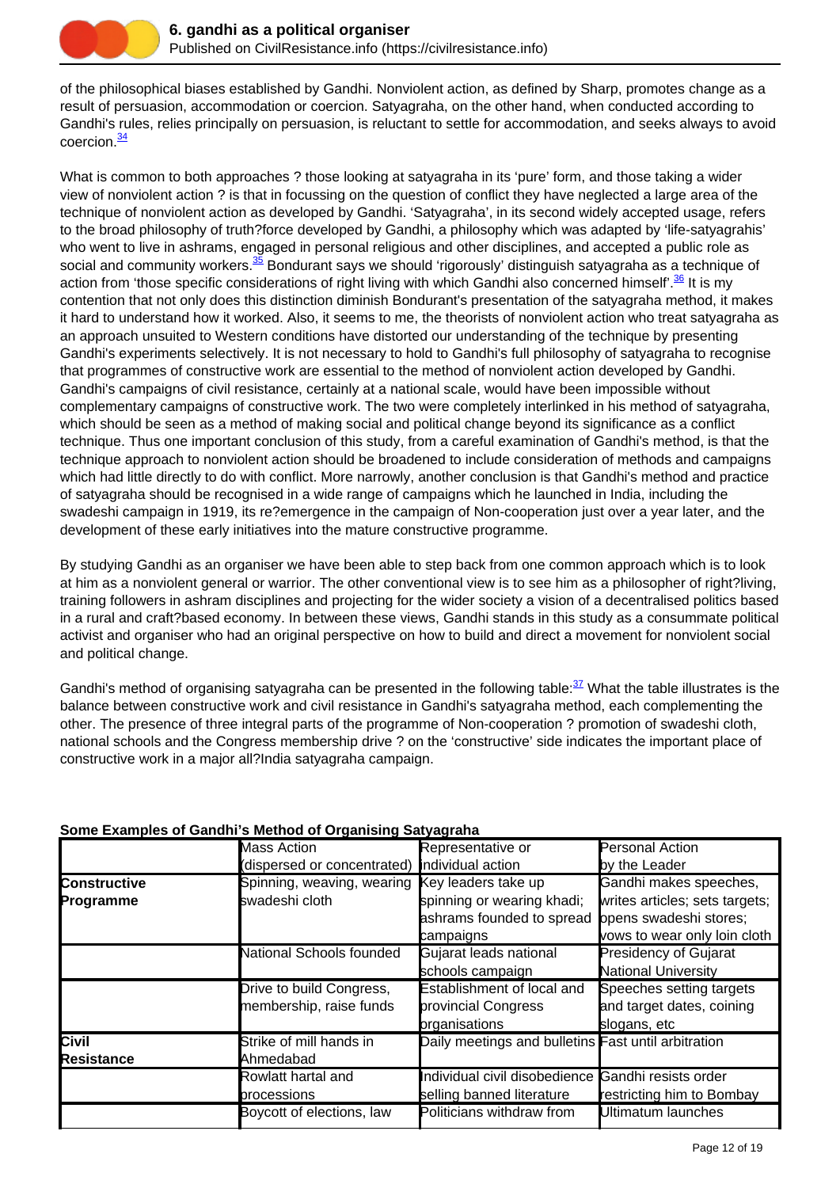of the philosophical biases established by Gandhi. Nonviolent action, as defined by Sharp, promotes change as a result of persuasion, accommodation or coercion. Satyagraha, on the other hand, when conducted according to Gandhi's rules, relies principally on persuasion, is reluctant to settle for accommodation, and seeks always to avoid coercion.[34]

What is common to both approaches ? those looking at satyagraha in its 'pure' form, and those taking a wider view of nonviolent action ? is that in focussing on the question of conflict they have neglected a large area of the technique of nonviolent action as developed by Gandhi. 'Satyagraha', in its second widely accepted usage, refers to the broad philosophy of truth?force developed by Gandhi, a philosophy which was adapted by 'life-satyagrahis' who went to live in ashrams, engaged in personal religious and other disciplines, and accepted a public role as social and community workers.[35] Bondurant says we should 'rigorously' distinguish satyagraha as a technique of action from 'those specific considerations of right living with which Gandhi also concerned himself'.[36] It is my contention that not only does this distinction diminish Bondurant's presentation of the satyagraha method, it makes it hard to understand how it worked. Also, it seems to me, the theorists of nonviolent action who treat satyagraha as an approach unsuited to Western conditions have distorted our understanding of the technique by presenting Gandhi's experiments selectively. It is not necessary to hold to Gandhi's full philosophy of satyagraha to recognise that programmes of constructive work are essential to the method of nonviolent action developed by Gandhi. Gandhi's campaigns of civil resistance, certainly at a national scale, would have been impossible without complementary campaigns of constructive work. The two were completely interlinked in his method of satyagraha, which should be seen as a method of making social and political change beyond its significance as a conflict technique. Thus one important conclusion of this study, from a careful examination of Gandhi's method, is that the technique approach to nonviolent action should be broadened to include consideration of methods and campaigns which had little directly to do with conflict. More narrowly, another conclusion is that Gandhi's method and practice of satyagraha should be recognised in a wide range of campaigns which he launched in India, including the swadeshi campaign in 1919, its re?emergence in the campaign of Non-cooperation just over a year later, and the development of these early initiatives into the mature constructive programme.

By studying Gandhi as an organiser we have been able to step back from one common approach which is to look at him as a nonviolent general or warrior. The other conventional view is to see him as a philosopher of right?living, training followers in ashram disciplines and projecting for the wider society a vision of a decentralised politics based in a rural and craft?based economy. In between these views, Gandhi stands in this study as a consummate political activist and organiser who had an original perspective on how to build and direct a movement for nonviolent social and political change.

Gandhi's method of organising satyagraha can be presented in the following table:[37] What the table illustrates is the balance between constructive work and civil resistance in Gandhi's satyagraha method, each complementing the other. The presence of three integral parts of the programme of Non-cooperation ? promotion of swadeshi cloth, national schools and the Congress membership drive ? on the 'constructive' side indicates the important place of constructive work in a major all?India satyagraha campaign.

**Some Examples of Gandhi's Method of Organising Satyagraha**

| | Mass Action (dispersed or concentrated) | Representative or individual action | Personal Action by the Leader |
|---|---|---|---|
| **Constructive Programme** | Spinning, weaving, wearing swadeshi cloth | Key leaders take up spinning or wearing khadi; ashrams founded to spread campaigns | Gandhi makes speeches, writes articles; sets targets; opens swadeshi stores; vows to wear only loin cloth |
| | National Schools founded | Gujarat leads national schools campaign | Presidency of Gujarat National University |
| | Drive to build Congress, membership, raise funds | Establishment of local and provincial Congress organisations | Speeches setting targets and target dates, coining slogans, etc |
| **Civil Resistance** | Strike of mill hands in Ahmedabad | Daily meetings and bulletins | Fast until arbitration |
| | Rowlatt hartal and processions | Individual civil disobedience selling banned literature | Gandhi resists order restricting him to Bombay |
| | Boycott of elections, law | Politicians withdraw from | Ultimatum launches |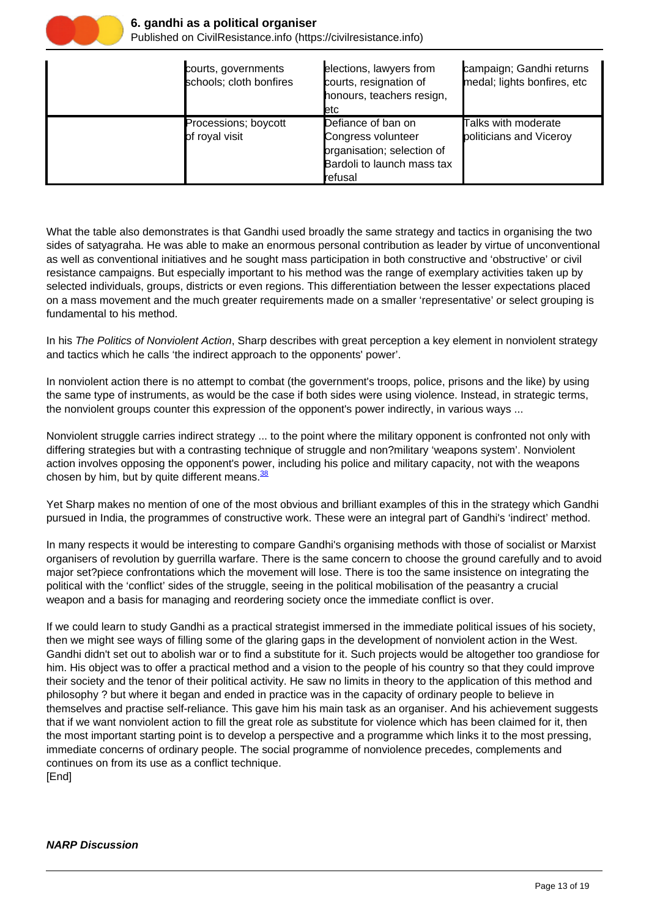| | courts, governments schools; cloth bonfires | elections, lawyers from courts, resignation of honours, teachers resign, etc | campaign; Gandhi returns medal; lights bonfires, etc |
|---|---|---|---|
| | Processions; boycott of royal visit | Defiance of ban on Congress volunteer organisation; selection of Bardoli to launch mass tax refusal | Talks with moderate politicians and Viceroy |

What the table also demonstrates is that Gandhi used broadly the same strategy and tactics in organising the two sides of satyagraha. He was able to make an enormous personal contribution as leader by virtue of unconventional as well as conventional initiatives and he sought mass participation in both constructive and 'obstructive' or civil resistance campaigns. But especially important to his method was the range of exemplary activities taken up by selected individuals, groups, districts or even regions. This differentiation between the lesser expectations placed on a mass movement and the much greater requirements made on a smaller 'representative' or select grouping is fundamental to his method.

In his *The Politics of Nonviolent Action*, Sharp describes with great perception a key element in nonviolent strategy and tactics which he calls 'the indirect approach to the opponents' power'.

In nonviolent action there is no attempt to combat (the government's troops, police, prisons and the like) by using the same type of instruments, as would be the case if both sides were using violence. Instead, in strategic terms, the nonviolent groups counter this expression of the opponent's power indirectly, in various ways ...

Nonviolent struggle carries indirect strategy ... to the point where the military opponent is confronted not only with differing strategies but with a contrasting technique of struggle and non?military 'weapons system'. Nonviolent action involves opposing the opponent's power, including his police and military capacity, not with the weapons chosen by him, but by quite different means.[38]

Yet Sharp makes no mention of one of the most obvious and brilliant examples of this in the strategy which Gandhi pursued in India, the programmes of constructive work. These were an integral part of Gandhi's 'indirect' method.

In many respects it would be interesting to compare Gandhi's organising methods with those of socialist or Marxist organisers of revolution by guerrilla warfare. There is the same concern to choose the ground carefully and to avoid major set?piece confrontations which the movement will lose. There is too the same insistence on integrating the political with the 'conflict' sides of the struggle, seeing in the political mobilisation of the peasantry a crucial weapon and a basis for managing and reordering society once the immediate conflict is over.

If we could learn to study Gandhi as a practical strategist immersed in the immediate political issues of his society, then we might see ways of filling some of the glaring gaps in the development of nonviolent action in the West. Gandhi didn't set out to abolish war or to find a substitute for it. Such projects would be altogether too grandiose for him. His object was to offer a practical method and a vision to the people of his country so that they could improve their society and the tenor of their political activity. He saw no limits in theory to the application of this method and philosophy ? but where it began and ended in practice was in the capacity of ordinary people to believe in themselves and practise self-reliance. This gave him his main task as an organiser. And his achievement suggests that if we want nonviolent action to fill the great role as substitute for violence which has been claimed for it, then the most important starting point is to develop a perspective and a programme which links it to the most pressing, immediate concerns of ordinary people. The social programme of nonviolence precedes, complements and continues on from its use as a conflict technique.
[End]

***NARP Discussion***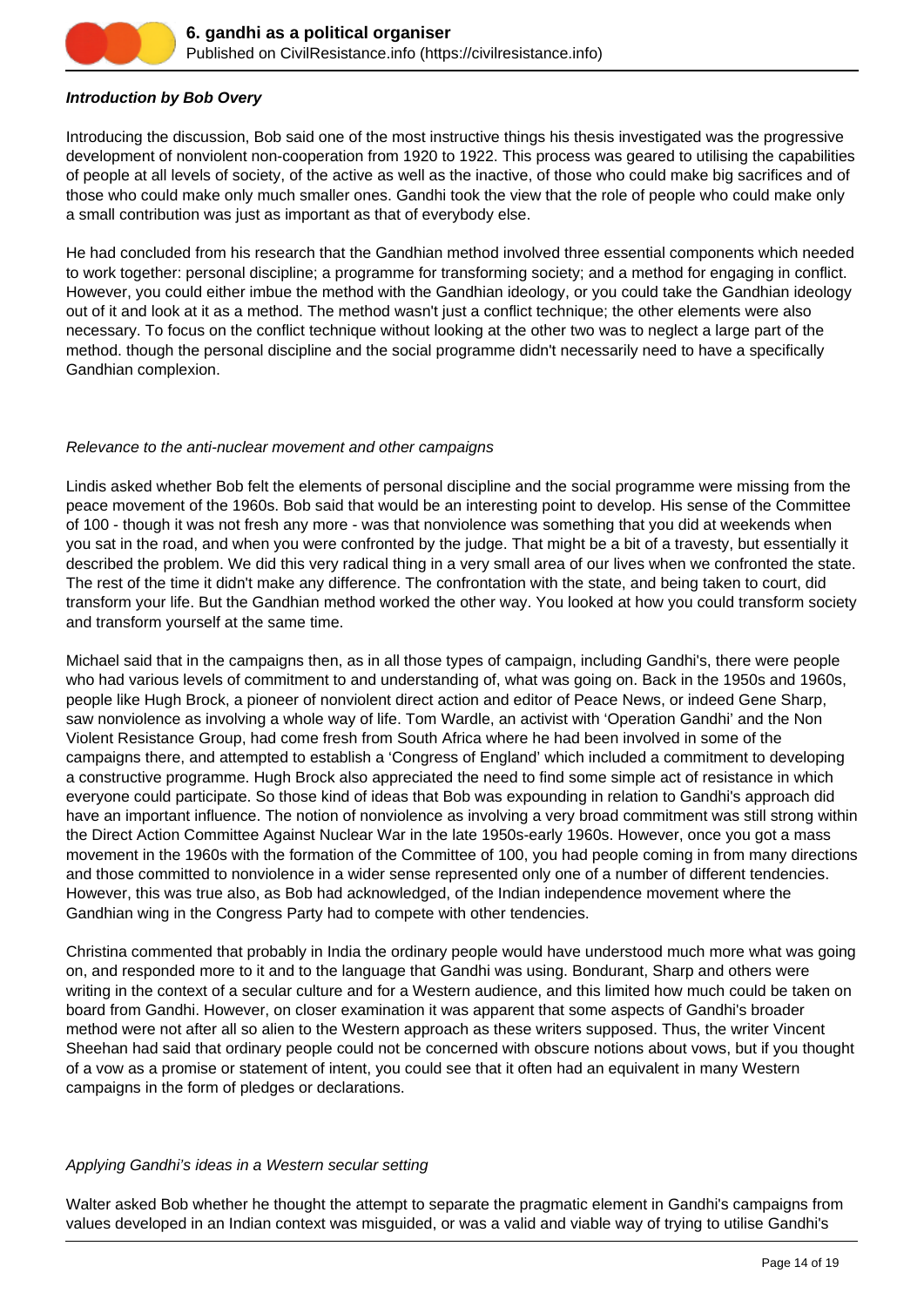***Introduction by Bob Overy***

Introducing the discussion, Bob said one of the most instructive things his thesis investigated was the progressive development of nonviolent non-cooperation from 1920 to 1922. This process was geared to utilising the capabilities of people at all levels of society, of the active as well as the inactive, of those who could make big sacrifices and of those who could make only much smaller ones. Gandhi took the view that the role of people who could make only a small contribution was just as important as that of everybody else.

He had concluded from his research that the Gandhian method involved three essential components which needed to work together: personal discipline; a programme for transforming society; and a method for engaging in conflict. However, you could either imbue the method with the Gandhian ideology, or you could take the Gandhian ideology out of it and look at it as a method. The method wasn't just a conflict technique; the other elements were also necessary. To focus on the conflict technique without looking at the other two was to neglect a large part of the method. though the personal discipline and the social programme didn't necessarily need to have a specifically Gandhian complexion.

*Relevance to the anti-nuclear movement and other campaigns*

Lindis asked whether Bob felt the elements of personal discipline and the social programme were missing from the peace movement of the 1960s. Bob said that would be an interesting point to develop. His sense of the Committee of 100 - though it was not fresh any more - was that nonviolence was something that you did at weekends when you sat in the road, and when you were confronted by the judge. That might be a bit of a travesty, but essentially it described the problem. We did this very radical thing in a very small area of our lives when we confronted the state. The rest of the time it didn't make any difference. The confrontation with the state, and being taken to court, did transform your life. But the Gandhian method worked the other way. You looked at how you could transform society and transform yourself at the same time.

Michael said that in the campaigns then, as in all those types of campaign, including Gandhi's, there were people who had various levels of commitment to and understanding of, what was going on. Back in the 1950s and 1960s, people like Hugh Brock, a pioneer of nonviolent direct action and editor of Peace News, or indeed Gene Sharp, saw nonviolence as involving a whole way of life. Tom Wardle, an activist with 'Operation Gandhi' and the Non Violent Resistance Group, had come fresh from South Africa where he had been involved in some of the campaigns there, and attempted to establish a 'Congress of England' which included a commitment to developing a constructive programme. Hugh Brock also appreciated the need to find some simple act of resistance in which everyone could participate. So those kind of ideas that Bob was expounding in relation to Gandhi's approach did have an important influence. The notion of nonviolence as involving a very broad commitment was still strong within the Direct Action Committee Against Nuclear War in the late 1950s-early 1960s. However, once you got a mass movement in the 1960s with the formation of the Committee of 100, you had people coming in from many directions and those committed to nonviolence in a wider sense represented only one of a number of different tendencies. However, this was true also, as Bob had acknowledged, of the Indian independence movement where the Gandhian wing in the Congress Party had to compete with other tendencies.

Christina commented that probably in India the ordinary people would have understood much more what was going on, and responded more to it and to the language that Gandhi was using. Bondurant, Sharp and others were writing in the context of a secular culture and for a Western audience, and this limited how much could be taken on board from Gandhi. However, on closer examination it was apparent that some aspects of Gandhi's broader method were not after all so alien to the Western approach as these writers supposed. Thus, the writer Vincent Sheehan had said that ordinary people could not be concerned with obscure notions about vows, but if you thought of a vow as a promise or statement of intent, you could see that it often had an equivalent in many Western campaigns in the form of pledges or declarations.

*Applying Gandhi's ideas in a Western secular setting*

Walter asked Bob whether he thought the attempt to separate the pragmatic element in Gandhi's campaigns from values developed in an Indian context was misguided, or was a valid and viable way of trying to utilise Gandhi's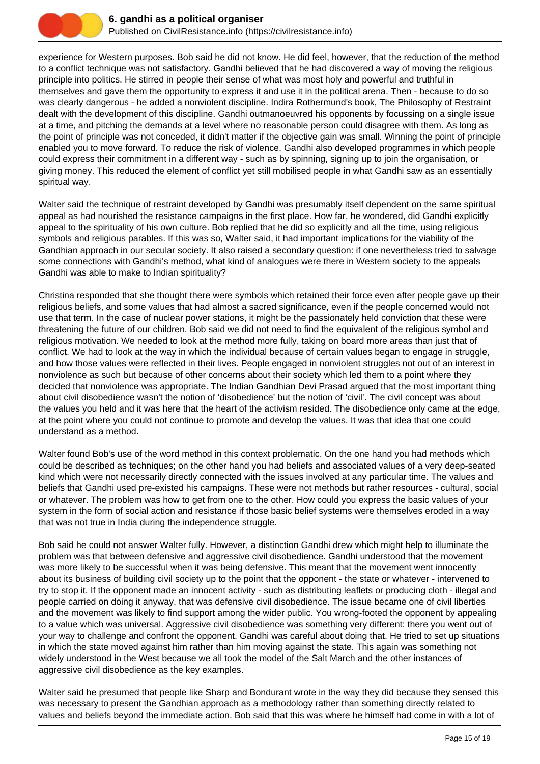experience for Western purposes. Bob said he did not know. He did feel, however, that the reduction of the method to a conflict technique was not satisfactory. Gandhi believed that he had discovered a way of moving the religious principle into politics. He stirred in people their sense of what was most holy and powerful and truthful in themselves and gave them the opportunity to express it and use it in the political arena. Then - because to do so was clearly dangerous - he added a nonviolent discipline. Indira Rothermund's book, The Philosophy of Restraint dealt with the development of this discipline. Gandhi outmanoeuvred his opponents by focussing on a single issue at a time, and pitching the demands at a level where no reasonable person could disagree with them. As long as the point of principle was not conceded, it didn't matter if the objective gain was small. Winning the point of principle enabled you to move forward. To reduce the risk of violence, Gandhi also developed programmes in which people could express their commitment in a different way - such as by spinning, signing up to join the organisation, or giving money. This reduced the element of conflict yet still mobilised people in what Gandhi saw as an essentially spiritual way.

Walter said the technique of restraint developed by Gandhi was presumably itself dependent on the same spiritual appeal as had nourished the resistance campaigns in the first place. How far, he wondered, did Gandhi explicitly appeal to the spirituality of his own culture. Bob replied that he did so explicitly and all the time, using religious symbols and religious parables. If this was so, Walter said, it had important implications for the viability of the Gandhian approach in our secular society. It also raised a secondary question: if one nevertheless tried to salvage some connections with Gandhi's method, what kind of analogues were there in Western society to the appeals Gandhi was able to make to Indian spirituality?

Christina responded that she thought there were symbols which retained their force even after people gave up their religious beliefs, and some values that had almost a sacred significance, even if the people concerned would not use that term. In the case of nuclear power stations, it might be the passionately held conviction that these were threatening the future of our children. Bob said we did not need to find the equivalent of the religious symbol and religious motivation. We needed to look at the method more fully, taking on board more areas than just that of conflict. We had to look at the way in which the individual because of certain values began to engage in struggle, and how those values were reflected in their lives. People engaged in nonviolent struggles not out of an interest in nonviolence as such but because of other concerns about their society which led them to a point where they decided that nonviolence was appropriate. The Indian Gandhian Devi Prasad argued that the most important thing about civil disobedience wasn't the notion of 'disobedience' but the notion of 'civil'. The civil concept was about the values you held and it was here that the heart of the activism resided. The disobedience only came at the edge, at the point where you could not continue to promote and develop the values. It was that idea that one could understand as a method.

Walter found Bob's use of the word method in this context problematic. On the one hand you had methods which could be described as techniques; on the other hand you had beliefs and associated values of a very deep-seated kind which were not necessarily directly connected with the issues involved at any particular time. The values and beliefs that Gandhi used pre-existed his campaigns. These were not methods but rather resources - cultural, social or whatever. The problem was how to get from one to the other. How could you express the basic values of your system in the form of social action and resistance if those basic belief systems were themselves eroded in a way that was not true in India during the independence struggle.

Bob said he could not answer Walter fully. However, a distinction Gandhi drew which might help to illuminate the problem was that between defensive and aggressive civil disobedience. Gandhi understood that the movement was more likely to be successful when it was being defensive. This meant that the movement went innocently about its business of building civil society up to the point that the opponent - the state or whatever - intervened to try to stop it. If the opponent made an innocent activity - such as distributing leaflets or producing cloth - illegal and people carried on doing it anyway, that was defensive civil disobedience. The issue became one of civil liberties and the movement was likely to find support among the wider public. You wrong-footed the opponent by appealing to a value which was universal. Aggressive civil disobedience was something very different: there you went out of your way to challenge and confront the opponent. Gandhi was careful about doing that. He tried to set up situations in which the state moved against him rather than him moving against the state. This again was something not widely understood in the West because we all took the model of the Salt March and the other instances of aggressive civil disobedience as the key examples.

Walter said he presumed that people like Sharp and Bondurant wrote in the way they did because they sensed this was necessary to present the Gandhian approach as a methodology rather than something directly related to values and beliefs beyond the immediate action. Bob said that this was where he himself had come in with a lot of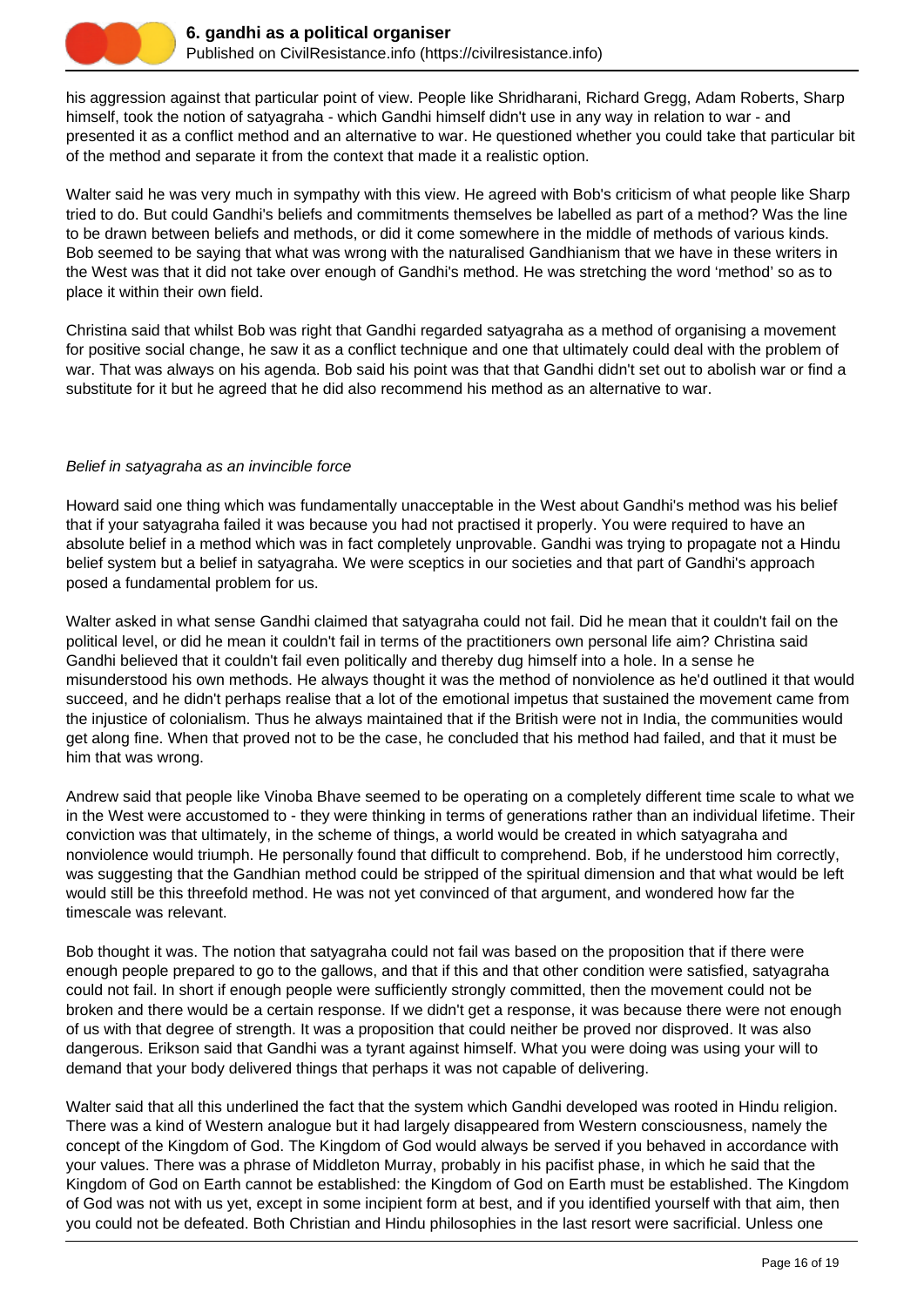his aggression against that particular point of view. People like Shridharani, Richard Gregg, Adam Roberts, Sharp himself, took the notion of satyagraha - which Gandhi himself didn't use in any way in relation to war - and presented it as a conflict method and an alternative to war. He questioned whether you could take that particular bit of the method and separate it from the context that made it a realistic option.

Walter said he was very much in sympathy with this view. He agreed with Bob's criticism of what people like Sharp tried to do. But could Gandhi's beliefs and commitments themselves be labelled as part of a method? Was the line to be drawn between beliefs and methods, or did it come somewhere in the middle of methods of various kinds. Bob seemed to be saying that what was wrong with the naturalised Gandhianism that we have in these writers in the West was that it did not take over enough of Gandhi's method. He was stretching the word 'method' so as to place it within their own field.

Christina said that whilst Bob was right that Gandhi regarded satyagraha as a method of organising a movement for positive social change, he saw it as a conflict technique and one that ultimately could deal with the problem of war. That was always on his agenda. Bob said his point was that that Gandhi didn't set out to abolish war or find a substitute for it but he agreed that he did also recommend his method as an alternative to war.

*Belief in satyagraha as an invincible force*

Howard said one thing which was fundamentally unacceptable in the West about Gandhi's method was his belief that if your satyagraha failed it was because you had not practised it properly. You were required to have an absolute belief in a method which was in fact completely unprovable. Gandhi was trying to propagate not a Hindu belief system but a belief in satyagraha. We were sceptics in our societies and that part of Gandhi's approach posed a fundamental problem for us.

Walter asked in what sense Gandhi claimed that satyagraha could not fail. Did he mean that it couldn't fail on the political level, or did he mean it couldn't fail in terms of the practitioners own personal life aim? Christina said Gandhi believed that it couldn't fail even politically and thereby dug himself into a hole. In a sense he misunderstood his own methods. He always thought it was the method of nonviolence as he'd outlined it that would succeed, and he didn't perhaps realise that a lot of the emotional impetus that sustained the movement came from the injustice of colonialism. Thus he always maintained that if the British were not in India, the communities would get along fine. When that proved not to be the case, he concluded that his method had failed, and that it must be him that was wrong.

Andrew said that people like Vinoba Bhave seemed to be operating on a completely different time scale to what we in the West were accustomed to - they were thinking in terms of generations rather than an individual lifetime. Their conviction was that ultimately, in the scheme of things, a world would be created in which satyagraha and nonviolence would triumph. He personally found that difficult to comprehend. Bob, if he understood him correctly, was suggesting that the Gandhian method could be stripped of the spiritual dimension and that what would be left would still be this threefold method. He was not yet convinced of that argument, and wondered how far the timescale was relevant.

Bob thought it was. The notion that satyagraha could not fail was based on the proposition that if there were enough people prepared to go to the gallows, and that if this and that other condition were satisfied, satyagraha could not fail. In short if enough people were sufficiently strongly committed, then the movement could not be broken and there would be a certain response. If we didn't get a response, it was because there were not enough of us with that degree of strength. It was a proposition that could neither be proved nor disproved. It was also dangerous. Erikson said that Gandhi was a tyrant against himself. What you were doing was using your will to demand that your body delivered things that perhaps it was not capable of delivering.

Walter said that all this underlined the fact that the system which Gandhi developed was rooted in Hindu religion. There was a kind of Western analogue but it had largely disappeared from Western consciousness, namely the concept of the Kingdom of God. The Kingdom of God would always be served if you behaved in accordance with your values. There was a phrase of Middleton Murray, probably in his pacifist phase, in which he said that the Kingdom of God on Earth cannot be established: the Kingdom of God on Earth must be established. The Kingdom of God was not with us yet, except in some incipient form at best, and if you identified yourself with that aim, then you could not be defeated. Both Christian and Hindu philosophies in the last resort were sacrificial. Unless one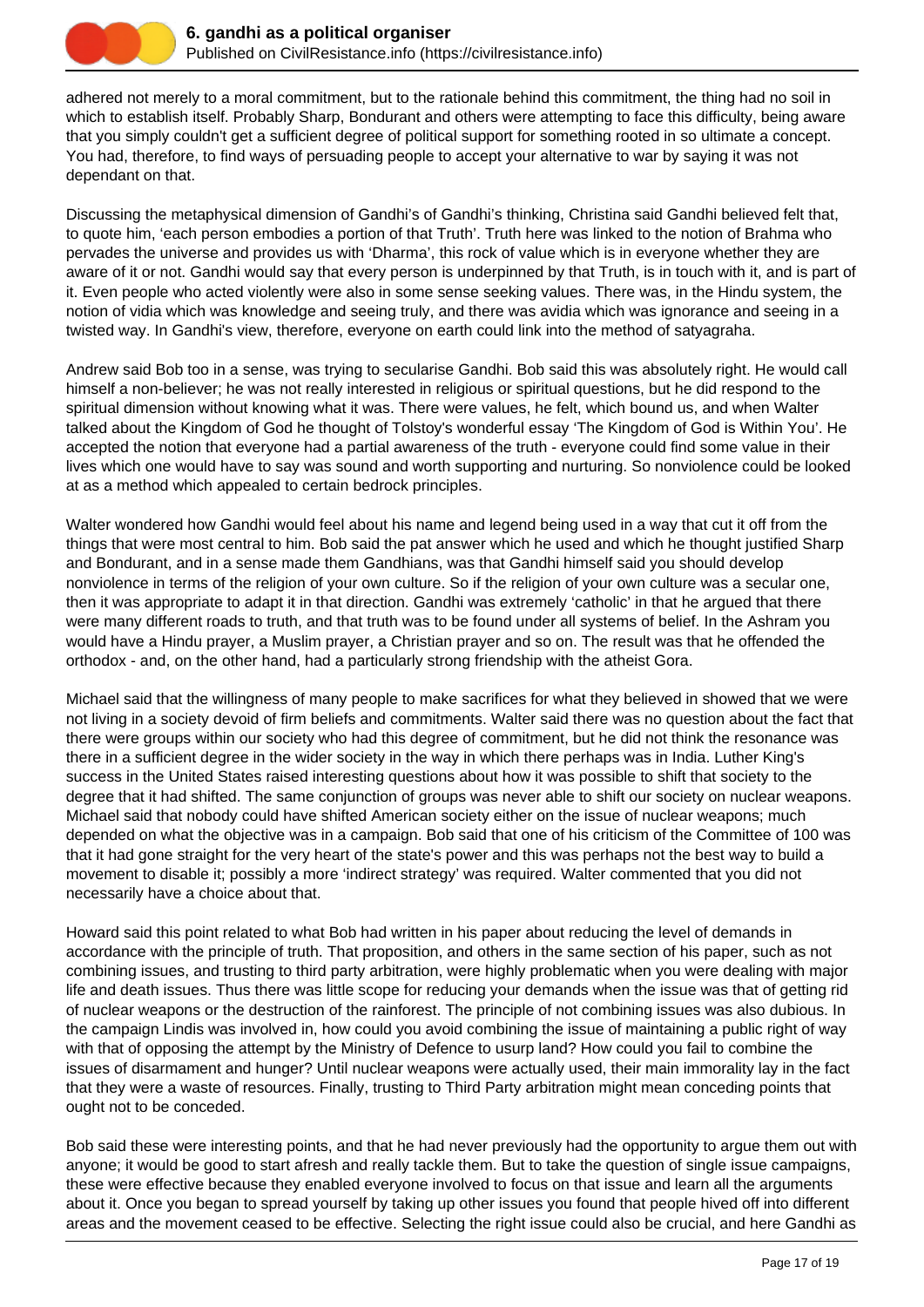adhered not merely to a moral commitment, but to the rationale behind this commitment, the thing had no soil in which to establish itself. Probably Sharp, Bondurant and others were attempting to face this difficulty, being aware that you simply couldn't get a sufficient degree of political support for something rooted in so ultimate a concept. You had, therefore, to find ways of persuading people to accept your alternative to war by saying it was not dependant on that.

Discussing the metaphysical dimension of Gandhi's of Gandhi's thinking, Christina said Gandhi believed felt that, to quote him, 'each person embodies a portion of that Truth'. Truth here was linked to the notion of Brahma who pervades the universe and provides us with 'Dharma', this rock of value which is in everyone whether they are aware of it or not. Gandhi would say that every person is underpinned by that Truth, is in touch with it, and is part of it. Even people who acted violently were also in some sense seeking values. There was, in the Hindu system, the notion of vidia which was knowledge and seeing truly, and there was avidia which was ignorance and seeing in a twisted way. In Gandhi's view, therefore, everyone on earth could link into the method of satyagraha.

Andrew said Bob too in a sense, was trying to secularise Gandhi. Bob said this was absolutely right. He would call himself a non-believer; he was not really interested in religious or spiritual questions, but he did respond to the spiritual dimension without knowing what it was. There were values, he felt, which bound us, and when Walter talked about the Kingdom of God he thought of Tolstoy's wonderful essay 'The Kingdom of God is Within You'. He accepted the notion that everyone had a partial awareness of the truth - everyone could find some value in their lives which one would have to say was sound and worth supporting and nurturing. So nonviolence could be looked at as a method which appealed to certain bedrock principles.

Walter wondered how Gandhi would feel about his name and legend being used in a way that cut it off from the things that were most central to him. Bob said the pat answer which he used and which he thought justified Sharp and Bondurant, and in a sense made them Gandhians, was that Gandhi himself said you should develop nonviolence in terms of the religion of your own culture. So if the religion of your own culture was a secular one, then it was appropriate to adapt it in that direction. Gandhi was extremely 'catholic' in that he argued that there were many different roads to truth, and that truth was to be found under all systems of belief. In the Ashram you would have a Hindu prayer, a Muslim prayer, a Christian prayer and so on. The result was that he offended the orthodox - and, on the other hand, had a particularly strong friendship with the atheist Gora.

Michael said that the willingness of many people to make sacrifices for what they believed in showed that we were not living in a society devoid of firm beliefs and commitments. Walter said there was no question about the fact that there were groups within our society who had this degree of commitment, but he did not think the resonance was there in a sufficient degree in the wider society in the way in which there perhaps was in India. Luther King's success in the United States raised interesting questions about how it was possible to shift that society to the degree that it had shifted. The same conjunction of groups was never able to shift our society on nuclear weapons. Michael said that nobody could have shifted American society either on the issue of nuclear weapons; much depended on what the objective was in a campaign. Bob said that one of his criticism of the Committee of 100 was that it had gone straight for the very heart of the state's power and this was perhaps not the best way to build a movement to disable it; possibly a more 'indirect strategy' was required. Walter commented that you did not necessarily have a choice about that.

Howard said this point related to what Bob had written in his paper about reducing the level of demands in accordance with the principle of truth. That proposition, and others in the same section of his paper, such as not combining issues, and trusting to third party arbitration, were highly problematic when you were dealing with major life and death issues. Thus there was little scope for reducing your demands when the issue was that of getting rid of nuclear weapons or the destruction of the rainforest. The principle of not combining issues was also dubious. In the campaign Lindis was involved in, how could you avoid combining the issue of maintaining a public right of way with that of opposing the attempt by the Ministry of Defence to usurp land? How could you fail to combine the issues of disarmament and hunger? Until nuclear weapons were actually used, their main immorality lay in the fact that they were a waste of resources. Finally, trusting to Third Party arbitration might mean conceding points that ought not to be conceded.

Bob said these were interesting points, and that he had never previously had the opportunity to argue them out with anyone; it would be good to start afresh and really tackle them. But to take the question of single issue campaigns, these were effective because they enabled everyone involved to focus on that issue and learn all the arguments about it. Once you began to spread yourself by taking up other issues you found that people hived off into different areas and the movement ceased to be effective. Selecting the right issue could also be crucial, and here Gandhi as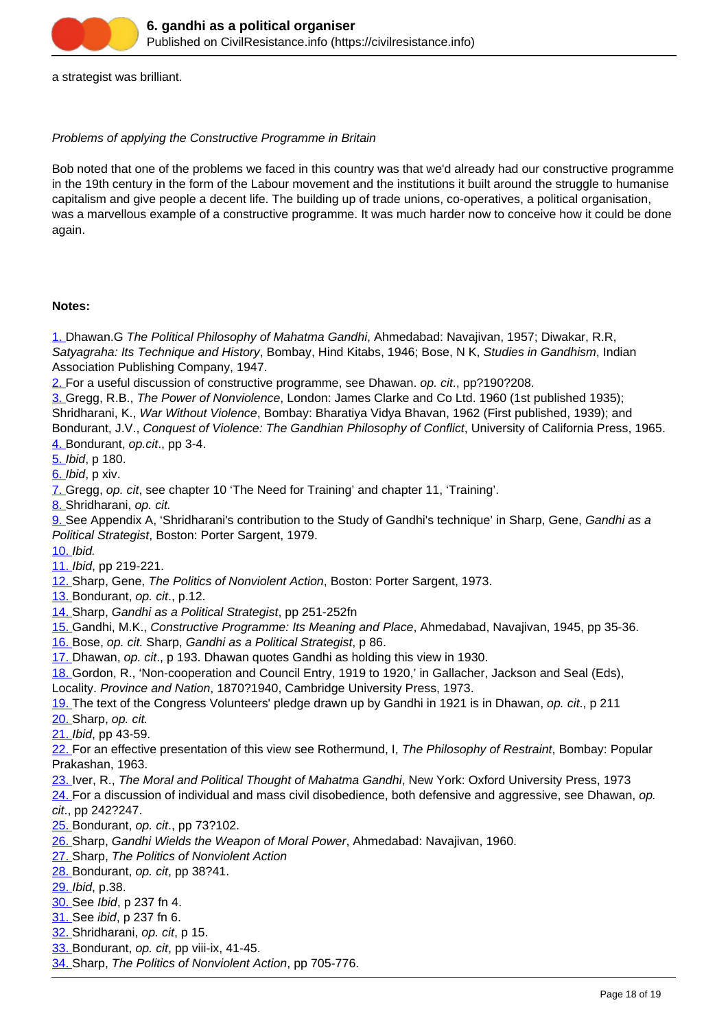a strategist was brilliant.

*Problems of applying the Constructive Programme in Britain*

Bob noted that one of the problems we faced in this country was that we'd already had our constructive programme in the 19th century in the form of the Labour movement and the institutions it built around the struggle to humanise capitalism and give people a decent life. The building up of trade unions, co-operatives, a political organisation, was a marvellous example of a constructive programme. It was much harder now to conceive how it could be done again.

**Notes:**

1. Dhawan.G *The Political Philosophy of Mahatma Gandhi*, Ahmedabad: Navajivan, 1957; Diwakar, R.R, *Satyagraha: Its Technique and History*, Bombay, Hind Kitabs, 1946; Bose, N K, *Studies in Gandhism*, Indian Association Publishing Company, 1947.
2. For a useful discussion of constructive programme, see Dhawan. *op. cit*., pp?190?208.
3. Gregg, R.B., *The Power of Nonviolence*, London: James Clarke and Co Ltd. 1960 (1st published 1935); Shridharani, K., *War Without Violence*, Bombay: Bharatiya Vidya Bhavan, 1962 (First published, 1939); and Bondurant, J.V., *Conquest of Violence: The Gandhian Philosophy of Conflict*, University of California Press, 1965.
4. Bondurant, *op.cit*., pp 3-4.
5. *Ibid*, p 180.
6. *Ibid*, p xiv.
7. Gregg, *op. cit*, see chapter 10 'The Need for Training' and chapter 11, 'Training'.
8. Shridharani, *op. cit.*
9. See Appendix A, 'Shridharani's contribution to the Study of Gandhi's technique' in Sharp, Gene, *Gandhi as a Political Strategist*, Boston: Porter Sargent, 1979.
10. *Ibid.*
11. *Ibid*, pp 219-221.
12. Sharp, Gene, *The Politics of Nonviolent Action*, Boston: Porter Sargent, 1973.
13. Bondurant, *op. cit*., p.12.
14. Sharp, *Gandhi as a Political Strategist*, pp 251-252fn
15. Gandhi, M.K., *Constructive Programme: Its Meaning and Place*, Ahmedabad, Navajivan, 1945, pp 35-36.
16. Bose, *op. cit.* Sharp, *Gandhi as a Political Strategist*, p 86.
17. Dhawan, *op. cit*., p 193. Dhawan quotes Gandhi as holding this view in 1930.
18. Gordon, R., 'Non-cooperation and Council Entry, 1919 to 1920,' in Gallacher, Jackson and Seal (Eds), Locality. *Province and Nation*, 1870?1940, Cambridge University Press, 1973.
19. The text of the Congress Volunteers' pledge drawn up by Gandhi in 1921 is in Dhawan, *op. cit*., p 211
20. Sharp, *op. cit.*
21. *Ibid*, pp 43-59.
22. For an effective presentation of this view see Rothermund, I, *The Philosophy of Restraint*, Bombay: Popular Prakashan, 1963.
23. Iver, R., *The Moral and Political Thought of Mahatma Gandhi*, New York: Oxford University Press, 1973
24. For a discussion of individual and mass civil disobedience, both defensive and aggressive, see Dhawan, *op. cit*., pp 242?247.
25. Bondurant, *op. cit*., pp 73?102.
26. Sharp, *Gandhi Wields the Weapon of Moral Power*, Ahmedabad: Navajivan, 1960.
27. Sharp, *The Politics of Nonviolent Action*
28. Bondurant, *op. cit*, pp 38?41.
29. *Ibid*, p.38.
30. See *Ibid*, p 237 fn 4.
31. See *ibid*, p 237 fn 6.
32. Shridharani, *op. cit*, p 15.
33. Bondurant, *op. cit*, pp viii-ix, 41-45.
34. Sharp, *The Politics of Nonviolent Action*, pp 705-776.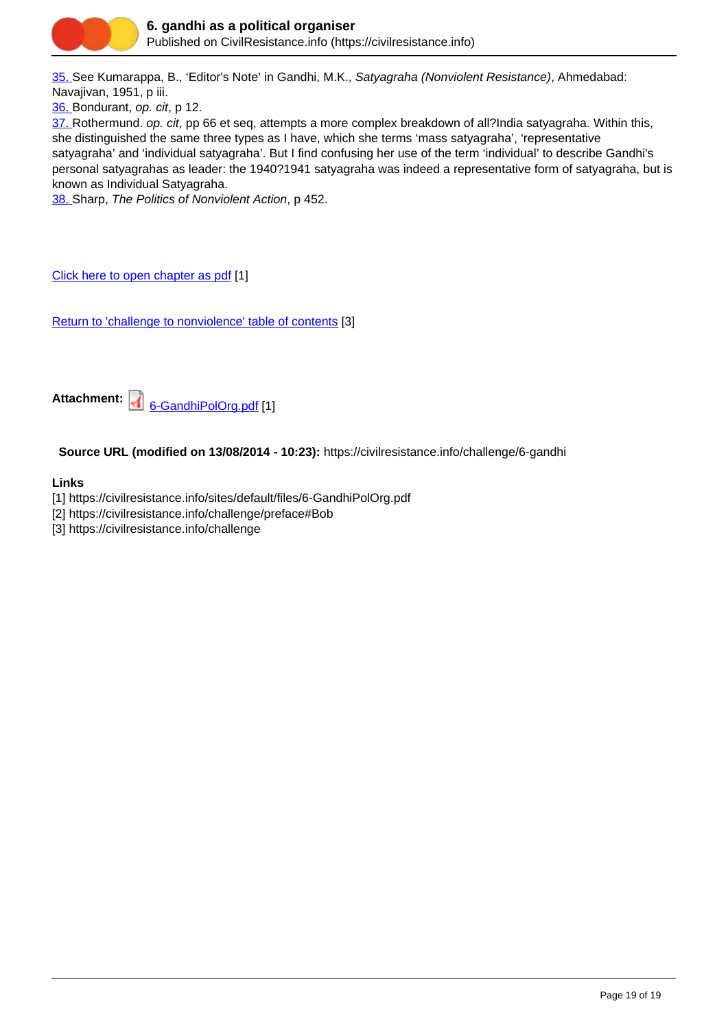35. See Kumarappa, B., 'Editor's Note' in Gandhi, M.K., *Satyagraha (Nonviolent Resistance)*, Ahmedabad: Navajivan, 1951, p iii.

36. Bondurant, *op. cit*, p 12.

37. Rothermund. *op. cit*, pp 66 et seq, attempts a more complex breakdown of all?India satyagraha. Within this, she distinguished the same three types as I have, which she terms 'mass satyagraha', 'representative satyagraha' and 'individual satyagraha'. But I find confusing her use of the term 'individual' to describe Gandhi's personal satyagrahas as leader: the 1940?1941 satyagraha was indeed a representative form of satyagraha, but is known as Individual Satyagraha.

38. Sharp, *The Politics of Nonviolent Action*, p 452.

Click here to open chapter as pdf [1]

Return to 'challenge to nonviolence' table of contents [3]

**Attachment:** 6-GandhiPolOrg.pdf [1]

**Source URL (modified on 13/08/2014 - 10:23):** https://civilresistance.info/challenge/6-gandhi

**Links**

[1] https://civilresistance.info/sites/default/files/6-GandhiPolOrg.pdf
[2] https://civilresistance.info/challenge/preface#Bob
[3] https://civilresistance.info/challenge